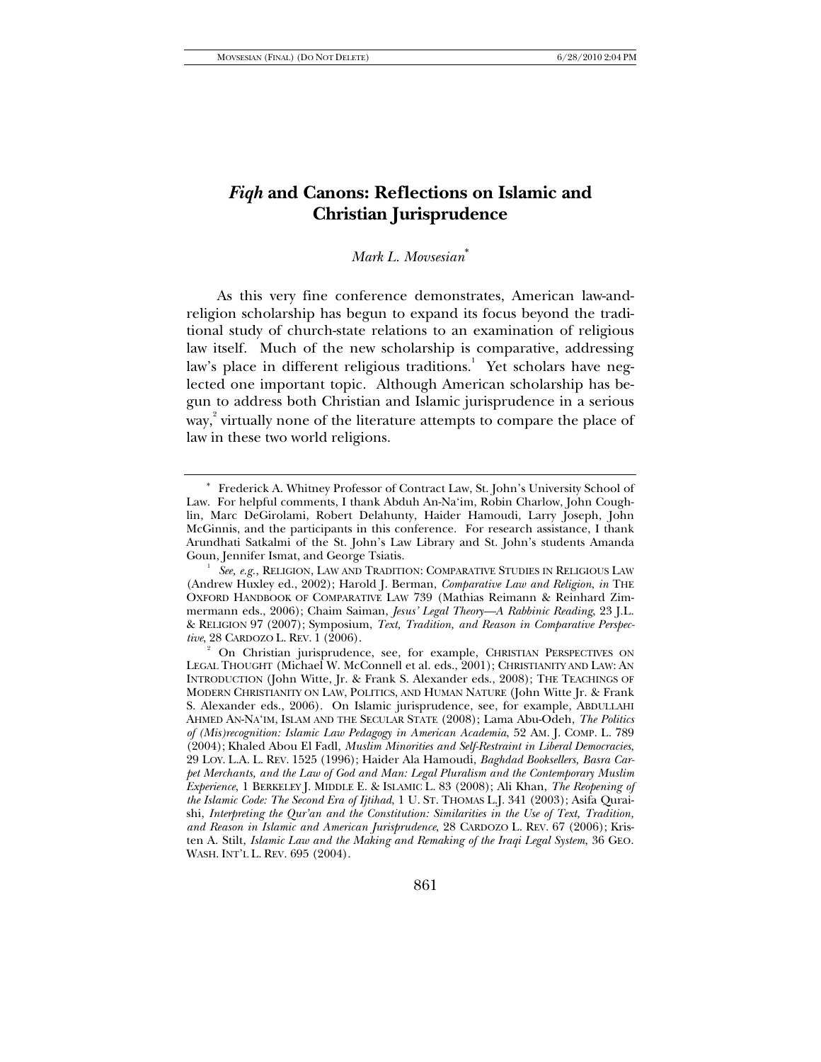# *Fiqh* and Canons: Reflections on Islamic and Christian Jurisprudence

*Mark L. Movsesian*\*

As this very fine conference demonstrates, American law-and-religion scholarship has begun to expand its focus beyond the traditional study of church-state relations to an examination of religious law itself. Much of the new scholarship is comparative, addressing law's place in different religious traditions.[1] Yet scholars have neglected one important topic. Although American scholarship has begun to address both Christian and Islamic jurisprudence in a serious way,[2] virtually none of the literature attempts to compare the place of law in these two world religions.

---

\* Frederick A. Whitney Professor of Contract Law, St. John's University School of Law. For helpful comments, I thank Abduh An-Na'im, Robin Charlow, John Coughlin, Marc DeGirolami, Robert Delahunty, Haider Hamoudi, Larry Joseph, John McGinnis, and the participants in this conference. For research assistance, I thank Arundhati Satkalmi of the St. John's Law Library and St. John's students Amanda Goun, Jennifer Ismat, and George Tsiatis.

[1] *See, e.g.*, RELIGION, LAW AND TRADITION: COMPARATIVE STUDIES IN RELIGIOUS LAW (Andrew Huxley ed., 2002); Harold J. Berman, *Comparative Law and Religion*, *in* THE OXFORD HANDBOOK OF COMPARATIVE LAW 739 (Mathias Reimann & Reinhard Zimmermann eds., 2006); Chaim Saiman, *Jesus' Legal Theory—A Rabbinic Reading*, 23 J.L. & RELIGION 97 (2007); Symposium, *Text, Tradition, and Reason in Comparative Perspective*, 28 CARDOZO L. REV. 1 (2006).

[2] On Christian jurisprudence, see, for example, CHRISTIAN PERSPECTIVES ON LEGAL THOUGHT (Michael W. McConnell et al. eds., 2001); CHRISTIANITY AND LAW: AN INTRODUCTION (John Witte, Jr. & Frank S. Alexander eds., 2008); THE TEACHINGS OF MODERN CHRISTIANITY ON LAW, POLITICS, AND HUMAN NATURE (John Witte Jr. & Frank S. Alexander eds., 2006). On Islamic jurisprudence, see, for example, ABDULLAHI AHMED AN-NA'IM, ISLAM AND THE SECULAR STATE (2008); Lama Abu-Odeh, *The Politics of (Mis)recognition: Islamic Law Pedagogy in American Academia*, 52 AM. J. COMP. L. 789 (2004); Khaled Abou El Fadl, *Muslim Minorities and Self-Restraint in Liberal Democracies*, 29 LOY. L.A. L. REV. 1525 (1996); Haider Ala Hamoudi, *Baghdad Booksellers, Basra Carpet Merchants, and the Law of God and Man: Legal Pluralism and the Contemporary Muslim Experience*, 1 BERKELEY J. MIDDLE E. & ISLAMIC L. 83 (2008); Ali Khan, *The Reopening of the Islamic Code: The Second Era of Ijtihad*, 1 U. ST. THOMAS L.J. 341 (2003); Asifa Quraishi, *Interpreting the Qur'an and the Constitution: Similarities in the Use of Text, Tradition, and Reason in Islamic and American Jurisprudence*, 28 CARDOZO L. REV. 67 (2006); Kristen A. Stilt, *Islamic Law and the Making and Remaking of the Iraqi Legal System*, 36 GEO. WASH. INT'L L. REV. 695 (2004).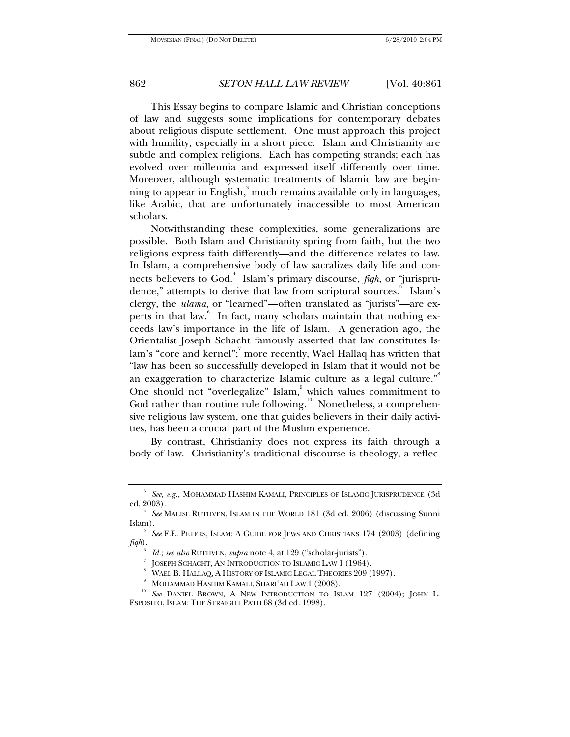This Essay begins to compare Islamic and Christian conceptions of law and suggests some implications for contemporary debates about religious dispute settlement. One must approach this project with humility, especially in a short piece. Islam and Christianity are subtle and complex religions. Each has competing strands; each has evolved over millennia and expressed itself differently over time. Moreover, although systematic treatments of Islamic law are beginning to appear in English,[3] much remains available only in languages, like Arabic, that are unfortunately inaccessible to most American scholars.

Notwithstanding these complexities, some generalizations are possible. Both Islam and Christianity spring from faith, but the two religions express faith differently—and the difference relates to law. In Islam, a comprehensive body of law sacralizes daily life and connects believers to God.[4] Islam's primary discourse, *fiqh*, or "jurisprudence," attempts to derive that law from scriptural sources.[5] Islam's clergy, the *ulama*, or "learned"—often translated as "jurists"—are experts in that law.[6] In fact, many scholars maintain that nothing exceeds law's importance in the life of Islam. A generation ago, the Orientalist Joseph Schacht famously asserted that law constitutes Islam's "core and kernel";[7] more recently, Wael Hallaq has written that "law has been so successfully developed in Islam that it would not be an exaggeration to characterize Islamic culture as a legal culture."[8] One should not "overlegalize" Islam,[9] which values commitment to God rather than routine rule following.[10] Nonetheless, a comprehensive religious law system, one that guides believers in their daily activities, has been a crucial part of the Muslim experience.

By contrast, Christianity does not express its faith through a body of law. Christianity's traditional discourse is theology, a reflec-

---

[3] *See, e.g.*, MOHAMMAD HASHIM KAMALI, PRINCIPLES OF ISLAMIC JURISPRUDENCE (3d ed. 2003).

[4] *See* MALISE RUTHVEN, ISLAM IN THE WORLD 181 (3d ed. 2006) (discussing Sunni Islam).

[5] *See* F.E. PETERS, ISLAM: A GUIDE FOR JEWS AND CHRISTIANS 174 (2003) (defining *fiqh*).

[6] *Id.*; *see also* RUTHVEN, *supra* note 4, at 129 ("scholar-jurists").

[7] JOSEPH SCHACHT, AN INTRODUCTION TO ISLAMIC LAW 1 (1964).

[8] WAEL B. HALLAQ, A HISTORY OF ISLAMIC LEGAL THEORIES 209 (1997).

[9] MOHAMMAD HASHIM KAMALI, SHARI'AH LAW 1 (2008).

[10] *See* DANIEL BROWN, A NEW INTRODUCTION TO ISLAM 127 (2004); JOHN L. ESPOSITO, ISLAM: THE STRAIGHT PATH 68 (3d ed. 1998).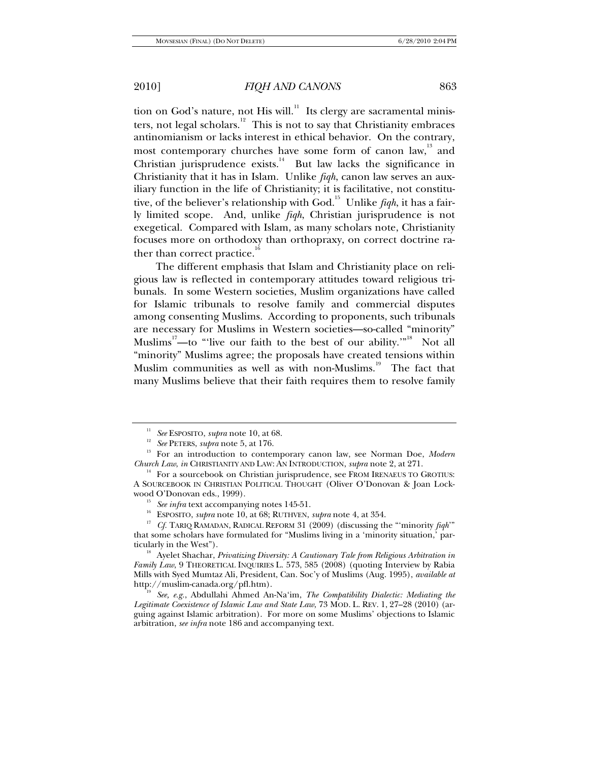tion on God's nature, not His will.[11] Its clergy are sacramental ministers, not legal scholars.[12] This is not to say that Christianity embraces antinomianism or lacks interest in ethical behavior. On the contrary, most contemporary churches have some form of canon law,[13] and Christian jurisprudence exists.[14] But law lacks the significance in Christianity that it has in Islam. Unlike *fiqh*, canon law serves an auxiliary function in the life of Christianity; it is facilitative, not constitutive, of the believer's relationship with God.[15] Unlike *fiqh*, it has a fairly limited scope. And, unlike *fiqh*, Christian jurisprudence is not exegetical. Compared with Islam, as many scholars note, Christianity focuses more on orthodoxy than orthopraxy, on correct doctrine rather than correct practice.[16]

The different emphasis that Islam and Christianity place on religious law is reflected in contemporary attitudes toward religious tribunals. In some Western societies, Muslim organizations have called for Islamic tribunals to resolve family and commercial disputes among consenting Muslims. According to proponents, such tribunals are necessary for Muslims in Western societies—so-called "minority" Muslims[17]—to "'live our faith to the best of our ability.'"[18] Not all "minority" Muslims agree; the proposals have created tensions within Muslim communities as well as with non-Muslims.[19] The fact that many Muslims believe that their faith requires them to resolve family

---

[11] *See* ESPOSITO, *supra* note 10, at 68.

[12] *See* PETERS, *supra* note 5, at 176.

[13] For an introduction to contemporary canon law, see Norman Doe, *Modern Church Law*, *in* CHRISTIANITY AND LAW: AN INTRODUCTION, *supra* note 2, at 271.

[14] For a sourcebook on Christian jurisprudence, see FROM IRENAEUS TO GROTIUS: A SOURCEBOOK IN CHRISTIAN POLITICAL THOUGHT (Oliver O'Donovan & Joan Lockwood O'Donovan eds., 1999).

[15] *See infra* text accompanying notes 145-51.

[16] ESPOSITO, *supra* note 10, at 68; RUTHVEN, *supra* note 4, at 354.

[17] *Cf.* TARIQ RAMADAN, RADICAL REFORM 31 (2009) (discussing the "'minority *fiqh*'" that some scholars have formulated for "Muslims living in a 'minority situation,' particularly in the West").

[18] Ayelet Shachar, *Privatizing Diversity: A Cautionary Tale from Religious Arbitration in Family Law*, 9 THEORETICAL INQUIRIES L. 573, 585 (2008) (quoting Interview by Rabia Mills with Syed Mumtaz Ali, President, Can. Soc'y of Muslims (Aug. 1995), *available at* http://muslim-canada.org/pfl.htm).

[19] *See, e.g.*, Abdullahi Ahmed An-Na'im, *The Compatibility Dialectic: Mediating the Legitimate Coexistence of Islamic Law and State Law*, 73 MOD. L. REV. 1, 27–28 (2010) (arguing against Islamic arbitration). For more on some Muslims' objections to Islamic arbitration, *see infra* note 186 and accompanying text.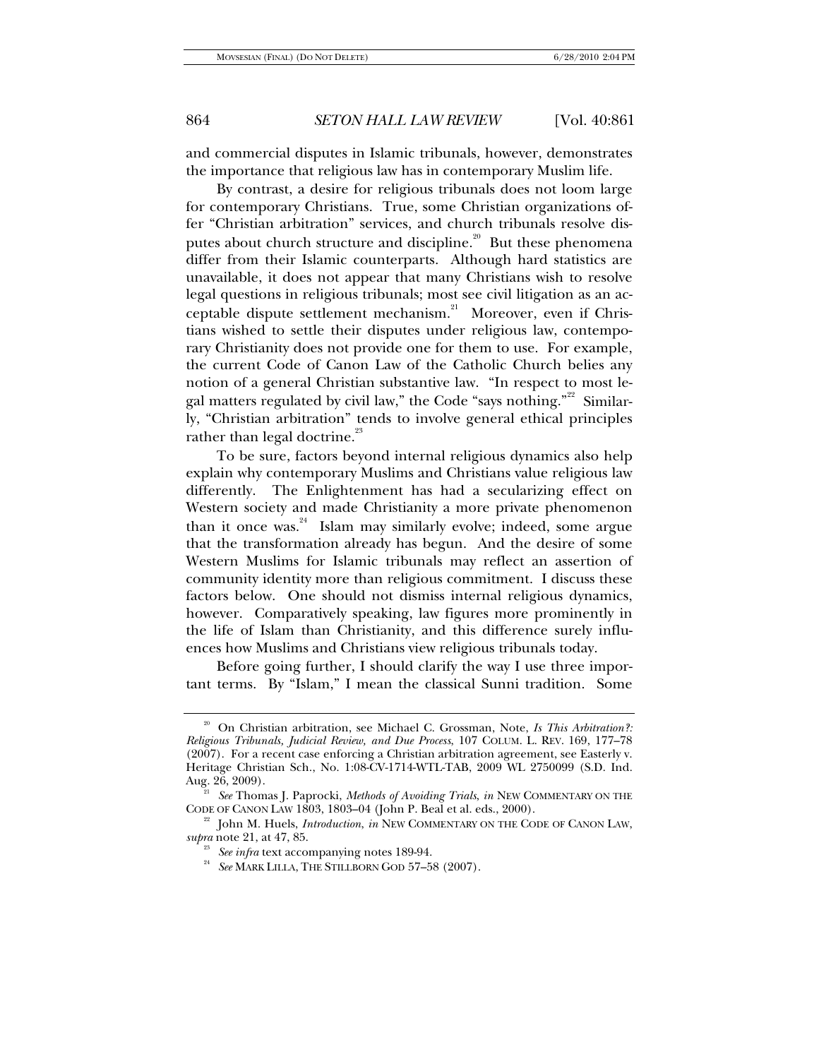and commercial disputes in Islamic tribunals, however, demonstrates the importance that religious law has in contemporary Muslim life.

By contrast, a desire for religious tribunals does not loom large for contemporary Christians. True, some Christian organizations offer "Christian arbitration" services, and church tribunals resolve disputes about church structure and discipline.[20] But these phenomena differ from their Islamic counterparts. Although hard statistics are unavailable, it does not appear that many Christians wish to resolve legal questions in religious tribunals; most see civil litigation as an acceptable dispute settlement mechanism.[21] Moreover, even if Christians wished to settle their disputes under religious law, contemporary Christianity does not provide one for them to use. For example, the current Code of Canon Law of the Catholic Church belies any notion of a general Christian substantive law. "In respect to most legal matters regulated by civil law," the Code "says nothing."[22] Similarly, "Christian arbitration" tends to involve general ethical principles rather than legal doctrine.[23]

To be sure, factors beyond internal religious dynamics also help explain why contemporary Muslims and Christians value religious law differently. The Enlightenment has had a secularizing effect on Western society and made Christianity a more private phenomenon than it once was.[24] Islam may similarly evolve; indeed, some argue that the transformation already has begun. And the desire of some Western Muslims for Islamic tribunals may reflect an assertion of community identity more than religious commitment. I discuss these factors below. One should not dismiss internal religious dynamics, however. Comparatively speaking, law figures more prominently in the life of Islam than Christianity, and this difference surely influences how Muslims and Christians view religious tribunals today.

Before going further, I should clarify the way I use three important terms. By "Islam," I mean the classical Sunni tradition. Some

---

[20] On Christian arbitration, see Michael C. Grossman, Note, *Is This Arbitration?: Religious Tribunals, Judicial Review, and Due Process*, 107 COLUM. L. REV. 169, 177–78 (2007). For a recent case enforcing a Christian arbitration agreement, see Easterly v. Heritage Christian Sch., No. 1:08-CV-1714-WTL-TAB, 2009 WL 2750099 (S.D. Ind. Aug. 26, 2009).

[21] *See* Thomas J. Paprocki, *Methods of Avoiding Trials*, *in* NEW COMMENTARY ON THE CODE OF CANON LAW 1803, 1803–04 (John P. Beal et al. eds., 2000).

[22] John M. Huels, *Introduction*, *in* NEW COMMENTARY ON THE CODE OF CANON LAW, *supra* note 21, at 47, 85.

[23] *See infra* text accompanying notes 189-94.

[24] *See* MARK LILLA, THE STILLBORN GOD 57–58 (2007).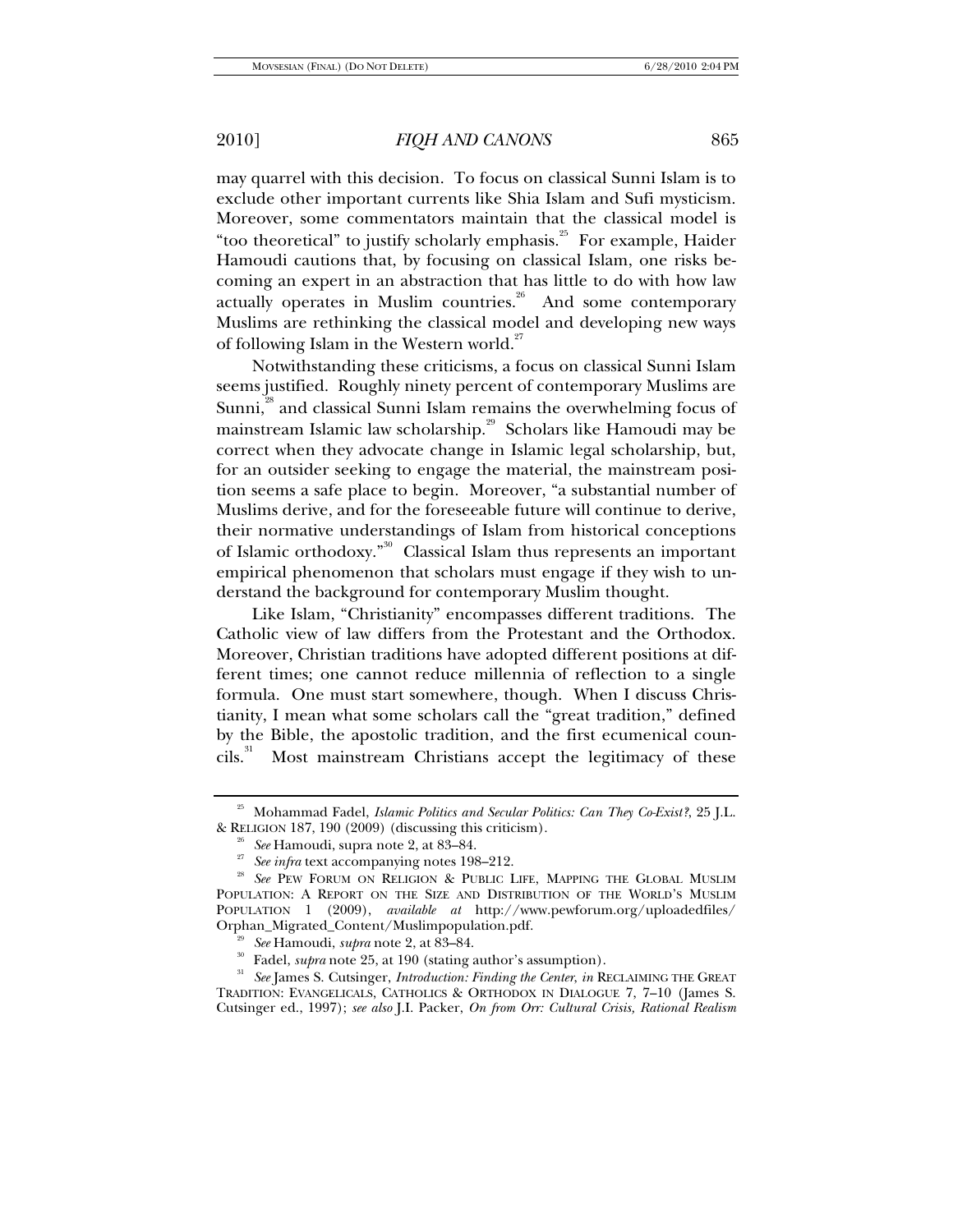may quarrel with this decision. To focus on classical Sunni Islam is to exclude other important currents like Shia Islam and Sufi mysticism. Moreover, some commentators maintain that the classical model is "too theoretical" to justify scholarly emphasis.[25] For example, Haider Hamoudi cautions that, by focusing on classical Islam, one risks becoming an expert in an abstraction that has little to do with how law actually operates in Muslim countries.[26] And some contemporary Muslims are rethinking the classical model and developing new ways of following Islam in the Western world.[27]

Notwithstanding these criticisms, a focus on classical Sunni Islam seems justified. Roughly ninety percent of contemporary Muslims are Sunni,[28] and classical Sunni Islam remains the overwhelming focus of mainstream Islamic law scholarship.[29] Scholars like Hamoudi may be correct when they advocate change in Islamic legal scholarship, but, for an outsider seeking to engage the material, the mainstream position seems a safe place to begin. Moreover, "a substantial number of Muslims derive, and for the foreseeable future will continue to derive, their normative understandings of Islam from historical conceptions of Islamic orthodoxy."[30] Classical Islam thus represents an important empirical phenomenon that scholars must engage if they wish to understand the background for contemporary Muslim thought.

Like Islam, "Christianity" encompasses different traditions. The Catholic view of law differs from the Protestant and the Orthodox. Moreover, Christian traditions have adopted different positions at different times; one cannot reduce millennia of reflection to a single formula. One must start somewhere, though. When I discuss Christianity, I mean what some scholars call the "great tradition," defined by the Bible, the apostolic tradition, and the first ecumenical councils.[31] Most mainstream Christians accept the legitimacy of these

---

[25] Mohammad Fadel, *Islamic Politics and Secular Politics: Can They Co-Exist?*, 25 J.L. & RELIGION 187, 190 (2009) (discussing this criticism).

[26] *See* Hamoudi, supra note 2, at 83–84.

[27] *See infra* text accompanying notes 198–212.

[28] *See* PEW FORUM ON RELIGION & PUBLIC LIFE, MAPPING THE GLOBAL MUSLIM POPULATION: A REPORT ON THE SIZE AND DISTRIBUTION OF THE WORLD'S MUSLIM POPULATION 1 (2009), *available at* http://www.pewforum.org/uploadedfiles/Orphan_Migrated_Content/Muslimpopulation.pdf.

[29] *See* Hamoudi, *supra* note 2, at 83–84.

[30] Fadel, *supra* note 25, at 190 (stating author's assumption).

[31] *See* James S. Cutsinger, *Introduction: Finding the Center*, *in* RECLAIMING THE GREAT TRADITION: EVANGELICALS, CATHOLICS & ORTHODOX IN DIALOGUE 7, 7–10 (James S. Cutsinger ed., 1997); *see also* J.I. Packer, *On from Orr: Cultural Crisis, Rational Realism*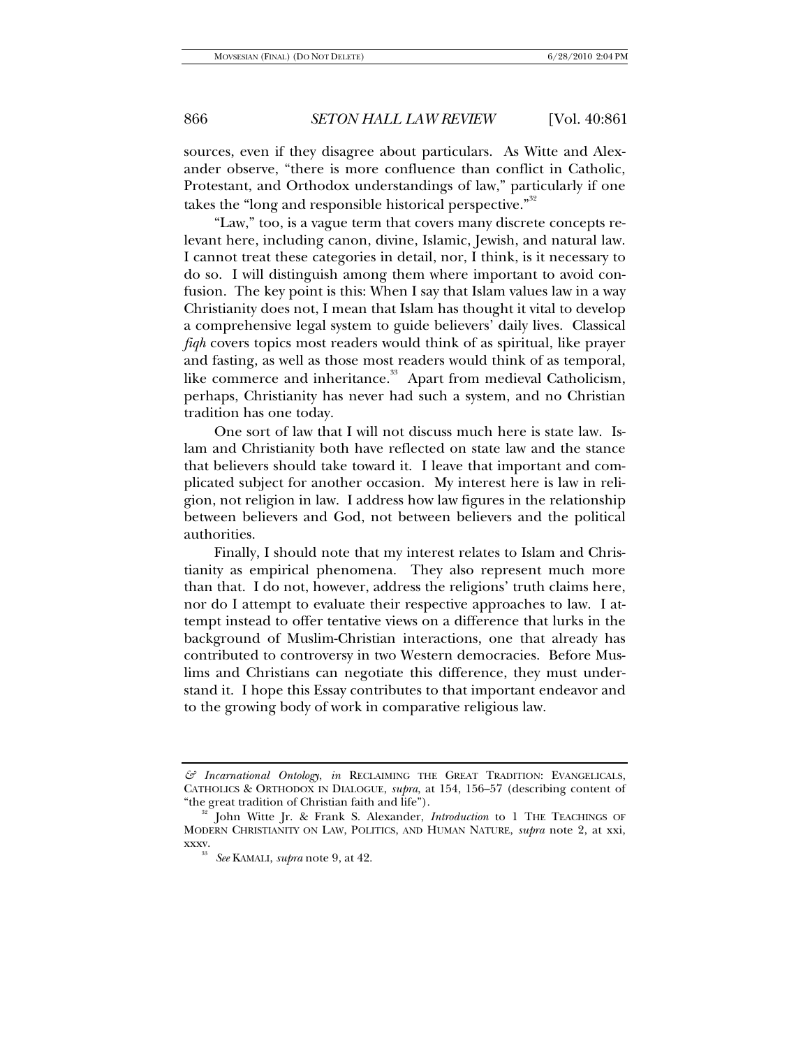sources, even if they disagree about particulars. As Witte and Alexander observe, "there is more confluence than conflict in Catholic, Protestant, and Orthodox understandings of law," particularly if one takes the "long and responsible historical perspective."[32]

"Law," too, is a vague term that covers many discrete concepts relevant here, including canon, divine, Islamic, Jewish, and natural law. I cannot treat these categories in detail, nor, I think, is it necessary to do so. I will distinguish among them where important to avoid confusion. The key point is this: When I say that Islam values law in a way Christianity does not, I mean that Islam has thought it vital to develop a comprehensive legal system to guide believers' daily lives. Classical *fiqh* covers topics most readers would think of as spiritual, like prayer and fasting, as well as those most readers would think of as temporal, like commerce and inheritance.[33] Apart from medieval Catholicism, perhaps, Christianity has never had such a system, and no Christian tradition has one today.

One sort of law that I will not discuss much here is state law. Islam and Christianity both have reflected on state law and the stance that believers should take toward it. I leave that important and complicated subject for another occasion. My interest here is law in religion, not religion in law. I address how law figures in the relationship between believers and God, not between believers and the political authorities.

Finally, I should note that my interest relates to Islam and Christianity as empirical phenomena. They also represent much more than that. I do not, however, address the religions' truth claims here, nor do I attempt to evaluate their respective approaches to law. I attempt instead to offer tentative views on a difference that lurks in the background of Muslim-Christian interactions, one that already has contributed to controversy in two Western democracies. Before Muslims and Christians can negotiate this difference, they must understand it. I hope this Essay contributes to that important endeavor and to the growing body of work in comparative religious law.

---

*& Incarnational Ontology*, *in* RECLAIMING THE GREAT TRADITION: EVANGELICALS, CATHOLICS & ORTHODOX IN DIALOGUE, *supra*, at 154, 156–57 (describing content of "the great tradition of Christian faith and life").

[32] John Witte Jr. & Frank S. Alexander, *Introduction* to 1 THE TEACHINGS OF MODERN CHRISTIANITY ON LAW, POLITICS, AND HUMAN NATURE, *supra* note 2, at xxi, xxxv.

[33] *See* KAMALI, *supra* note 9, at 42.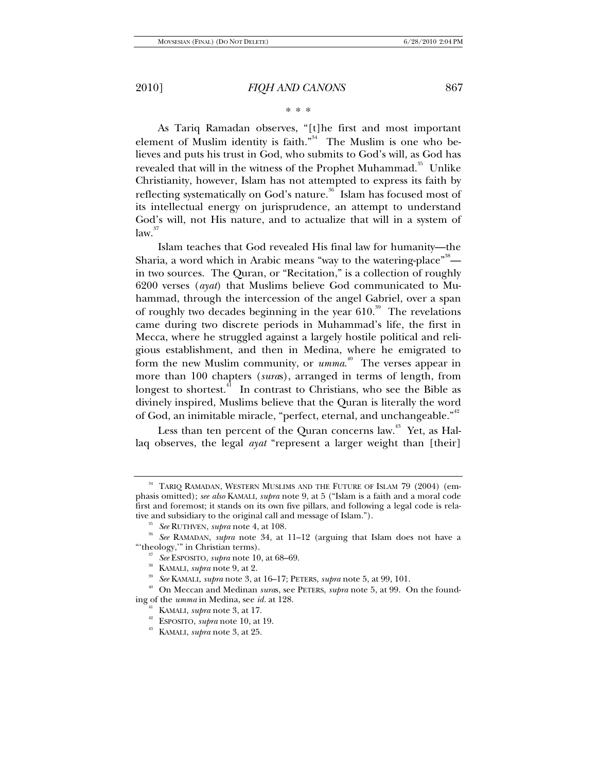\* \* \*

As Tariq Ramadan observes, "[t]he first and most important element of Muslim identity is faith."[34] The Muslim is one who believes and puts his trust in God, who submits to God's will, as God has revealed that will in the witness of the Prophet Muhammad.[35] Unlike Christianity, however, Islam has not attempted to express its faith by reflecting systematically on God's nature.[36] Islam has focused most of its intellectual energy on jurisprudence, an attempt to understand God's will, not His nature, and to actualize that will in a system of law.[37]

Islam teaches that God revealed His final law for humanity—the Sharia, a word which in Arabic means "way to the watering-place"[38]—in two sources. The Quran, or "Recitation," is a collection of roughly 6200 verses (*ayat*) that Muslims believe God communicated to Muhammad, through the intercession of the angel Gabriel, over a span of roughly two decades beginning in the year 610.[39] The revelations came during two discrete periods in Muhammad's life, the first in Mecca, where he struggled against a largely hostile political and religious establishment, and then in Medina, where he emigrated to form the new Muslim community, or *umma*.[40] The verses appear in more than 100 chapters (*suras*), arranged in terms of length, from longest to shortest.[41] In contrast to Christians, who see the Bible as divinely inspired, Muslims believe that the Quran is literally the word of God, an inimitable miracle, "perfect, eternal, and unchangeable."[42]

Less than ten percent of the Quran concerns law.[43] Yet, as Hallaq observes, the legal *ayat* "represent a larger weight than [their]

---

[34] TARIQ RAMADAN, WESTERN MUSLIMS AND THE FUTURE OF ISLAM 79 (2004) (emphasis omitted); *see also* KAMALI, *supra* note 9, at 5 ("Islam is a faith and a moral code first and foremost; it stands on its own five pillars, and following a legal code is relative and subsidiary to the original call and message of Islam.").

[35] *See* RUTHVEN, *supra* note 4, at 108.

[36] *See* RAMADAN, *supra* note 34, at 11–12 (arguing that Islam does not have a "'theology,'" in Christian terms).

[37] *See* ESPOSITO, *supra* note 10, at 68–69.

[38] KAMALI, *supra* note 9, at 2.

[39] *See* KAMALI, *supra* note 3, at 16–17; PETERS, *supra* note 5, at 99, 101.

[40] On Meccan and Medinan *suras*, see PETERS, *supra* note 5, at 99. On the founding of the *umma* in Medina, see *id.* at 128.

[41] KAMALI, *supra* note 3, at 17.

[42] ESPOSITO, *supra* note 10, at 19.

[43] KAMALI, *supra* note 3, at 25.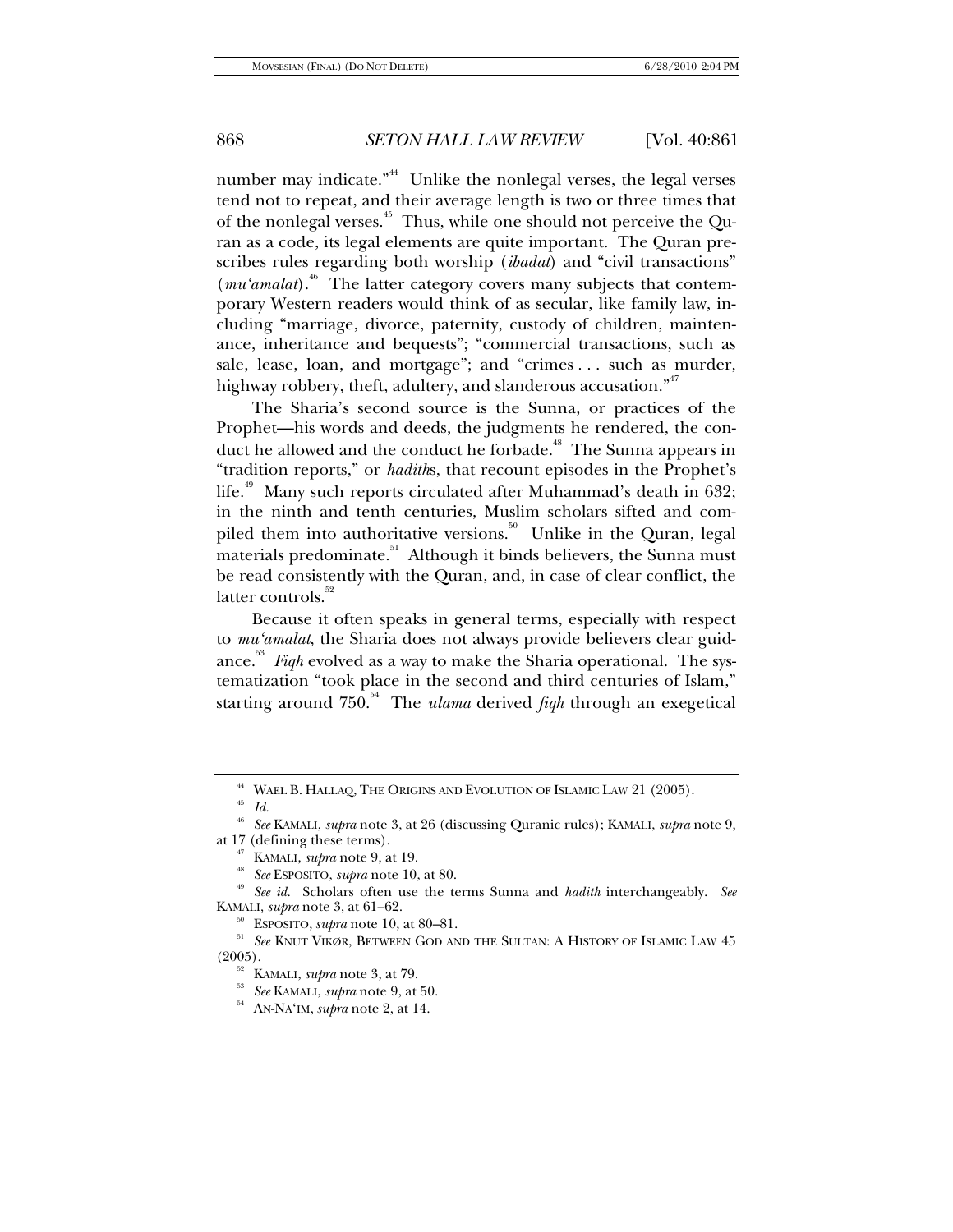number may indicate."[44] Unlike the nonlegal verses, the legal verses tend not to repeat, and their average length is two or three times that of the nonlegal verses.[45] Thus, while one should not perceive the Quran as a code, its legal elements are quite important. The Quran prescribes rules regarding both worship (*ibadat*) and "civil transactions" (*mu'amalat*).[46] The latter category covers many subjects that contemporary Western readers would think of as secular, like family law, including "marriage, divorce, paternity, custody of children, maintenance, inheritance and bequests"; "commercial transactions, such as sale, lease, loan, and mortgage"; and "crimes . . . such as murder, highway robbery, theft, adultery, and slanderous accusation."[47]

The Sharia's second source is the Sunna, or practices of the Prophet—his words and deeds, the judgments he rendered, the conduct he allowed and the conduct he forbade.[48] The Sunna appears in "tradition reports," or *hadith*s, that recount episodes in the Prophet's life.[49] Many such reports circulated after Muhammad's death in 632; in the ninth and tenth centuries, Muslim scholars sifted and compiled them into authoritative versions.[50] Unlike in the Quran, legal materials predominate.[51] Although it binds believers, the Sunna must be read consistently with the Quran, and, in case of clear conflict, the latter controls.[52]

Because it often speaks in general terms, especially with respect to *mu'amalat*, the Sharia does not always provide believers clear guidance.[53] *Fiqh* evolved as a way to make the Sharia operational. The systematization "took place in the second and third centuries of Islam," starting around 750.[54] The *ulama* derived *fiqh* through an exegetical

---

[44] WAEL B. HALLAQ, THE ORIGINS AND EVOLUTION OF ISLAMIC LAW 21 (2005).

[45] *Id.*

[46] *See* KAMALI, *supra* note 3, at 26 (discussing Quranic rules); KAMALI, *supra* note 9, at 17 (defining these terms).

[47] KAMALI, *supra* note 9, at 19.

[48] *See* ESPOSITO, *supra* note 10, at 80.

[49] *See id.* Scholars often use the terms Sunna and *hadith* interchangeably. *See* KAMALI, *supra* note 3, at 61–62.

[50] ESPOSITO, *supra* note 10, at 80–81.

[51] *See* KNUT VIKØR, BETWEEN GOD AND THE SULTAN: A HISTORY OF ISLAMIC LAW 45 (2005).

[52] KAMALI, *supra* note 3, at 79.

[53] *See* KAMALI, *supra* note 9, at 50.

[54] AN-NA'IM, *supra* note 2, at 14.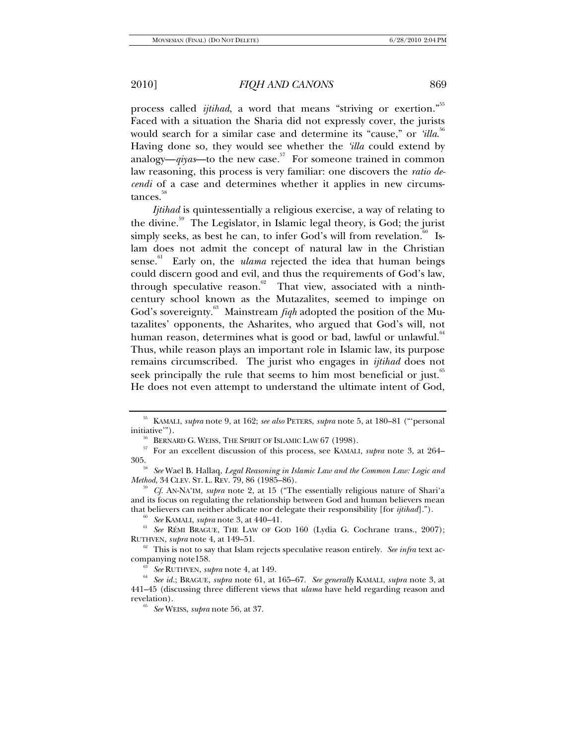process called *ijtihad*, a word that means "striving or exertion."[55] Faced with a situation the Sharia did not expressly cover, the jurists would search for a similar case and determine its "cause," or *'illa*.[56] Having done so, they would see whether the *'illa* could extend by analogy—*qiyas*—to the new case.[57] For someone trained in common law reasoning, this process is very familiar: one discovers the *ratio decendi* of a case and determines whether it applies in new circumstances.[58]

*Ijtihad* is quintessentially a religious exercise, a way of relating to the divine.[59] The Legislator, in Islamic legal theory, is God; the jurist simply seeks, as best he can, to infer God's will from revelation.[60] Islam does not admit the concept of natural law in the Christian sense.[61] Early on, the *ulama* rejected the idea that human beings could discern good and evil, and thus the requirements of God's law, through speculative reason.[62] That view, associated with a ninth-century school known as the Mutazalites, seemed to impinge on God's sovereignty.[63] Mainstream *fiqh* adopted the position of the Mutazalites' opponents, the Asharites, who argued that God's will, not human reason, determines what is good or bad, lawful or unlawful.[64] Thus, while reason plays an important role in Islamic law, its purpose remains circumscribed. The jurist who engages in *ijtihad* does not seek principally the rule that seems to him most beneficial or just.[65] He does not even attempt to understand the ultimate intent of God,

---

[55] KAMALI, *supra* note 9, at 162; *see also* PETERS, *supra* note 5, at 180–81 ("'personal initiative'").

[56] BERNARD G. WEISS, THE SPIRIT OF ISLAMIC LAW 67 (1998).

[57] For an excellent discussion of this process, see KAMALI, *supra* note 3, at 264–305.

[58] *See* Wael B. Hallaq, *Legal Reasoning in Islamic Law and the Common Law: Logic and Method*, 34 CLEV. ST. L. REV. 79, 86 (1985–86).

[59] *Cf.* AN-NA'IM, *supra* note 2, at 15 ("The essentially religious nature of Shari'a and its focus on regulating the relationship between God and human believers mean that believers can neither abdicate nor delegate their responsibility [for *ijtihad*].").

[60] *See* KAMALI, *supra* note 3, at 440–41.

[61] *See* RÉMI BRAGUE, THE LAW OF GOD 160 (Lydia G. Cochrane trans., 2007); RUTHVEN, *supra* note 4, at 149–51.

[62] This is not to say that Islam rejects speculative reason entirely. *See infra* text accompanying note158.

[63] *See* RUTHVEN, *supra* note 4, at 149.

[64] *See id.*; BRAGUE, *supra* note 61, at 165–67. *See generally* KAMALI, *supra* note 3, at 441–45 (discussing three different views that *ulama* have held regarding reason and revelation).

[65] *See* WEISS, *supra* note 56, at 37.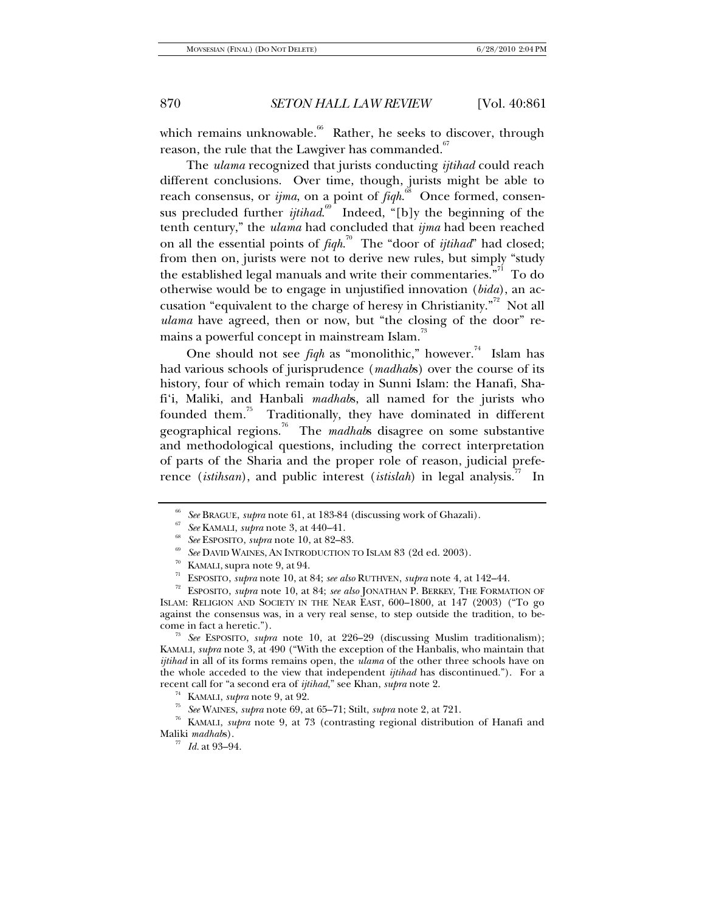which remains unknowable.[66] Rather, he seeks to discover, through reason, the rule that the Lawgiver has commanded.[67]

The *ulama* recognized that jurists conducting *ijtihad* could reach different conclusions. Over time, though, jurists might be able to reach consensus, or *ijma*, on a point of *fiqh*.[68] Once formed, consensus precluded further *ijtihad*.[69] Indeed, "[b]y the beginning of the tenth century," the *ulama* had concluded that *ijma* had been reached on all the essential points of *fiqh*.[70] The "door of *ijtihad*" had closed; from then on, jurists were not to derive new rules, but simply "study the established legal manuals and write their commentaries."[71] To do otherwise would be to engage in unjustified innovation (*bida*), an accusation "equivalent to the charge of heresy in Christianity."[72] Not all *ulama* have agreed, then or now, but "the closing of the door" remains a powerful concept in mainstream Islam.[73]

One should not see *fiqh* as "monolithic," however.[74] Islam has had various schools of jurisprudence (*madhabs*) over the course of its history, four of which remain today in Sunni Islam: the Hanafi, Shafi'i, Maliki, and Hanbali *madhabs*, all named for the jurists who founded them.[75] Traditionally, they have dominated in different geographical regions.[76] The *madhabs* disagree on some substantive and methodological questions, including the correct interpretation of parts of the Sharia and the proper role of reason, judicial preference (*istihsan*), and public interest (*istislah*) in legal analysis.[77] In

---

[66] *See* BRAGUE, *supra* note 61, at 183-84 (discussing work of Ghazali).

[67] *See* KAMALI, *supra* note 3, at 440–41.

[68] *See* ESPOSITO, *supra* note 10, at 82–83.

[69] *See* DAVID WAINES, AN INTRODUCTION TO ISLAM 83 (2d ed. 2003).

[70] KAMALI, supra note 9, at 94.

[71] ESPOSITO, *supra* note 10, at 84; *see also* RUTHVEN, *supra* note 4, at 142–44.

[72] ESPOSITO, *supra* note 10, at 84; *see also* JONATHAN P. BERKEY, THE FORMATION OF ISLAM: RELIGION AND SOCIETY IN THE NEAR EAST, 600–1800, at 147 (2003) ("To go against the consensus was, in a very real sense, to step outside the tradition, to become in fact a heretic.").

[73] *See* ESPOSITO, *supra* note 10, at 226–29 (discussing Muslim traditionalism); KAMALI, *supra* note 3, at 490 ("With the exception of the Hanbalis, who maintain that *ijtihad* in all of its forms remains open, the *ulama* of the other three schools have on the whole acceded to the view that independent *ijtihad* has discontinued."). For a recent call for "a second era of *ijtihad*," see Khan, *supra* note 2.

[74] KAMALI, *supra* note 9, at 92.

[75] *See* WAINES, *supra* note 69, at 65–71; Stilt, *supra* note 2, at 721.

[76] KAMALI, *supra* note 9, at 73 (contrasting regional distribution of Hanafi and Maliki *madhabs*).

[77] *Id.* at 93–94.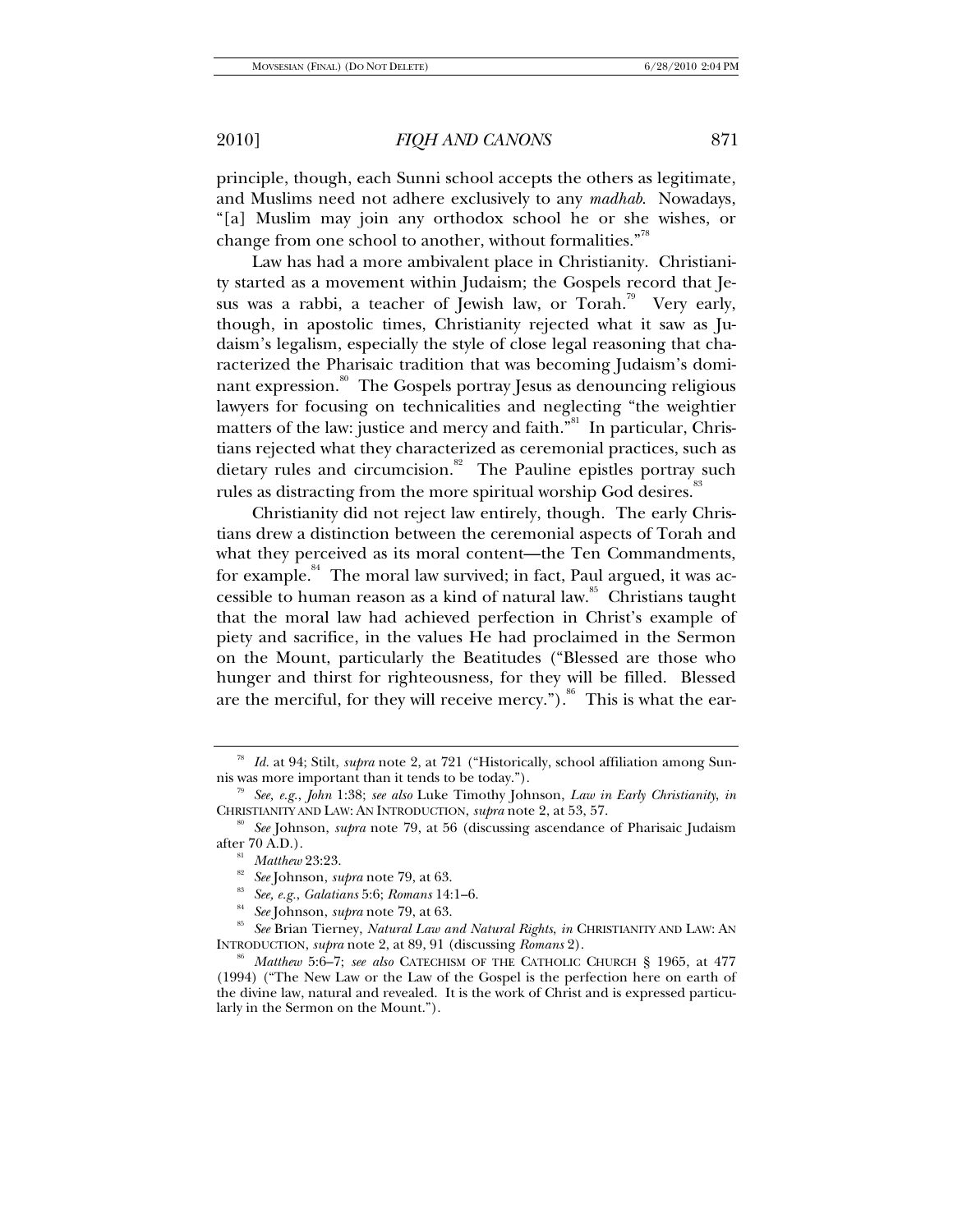principle, though, each Sunni school accepts the others as legitimate, and Muslims need not adhere exclusively to any *madhab*. Nowadays, "[a] Muslim may join any orthodox school he or she wishes, or change from one school to another, without formalities."[78]

Law has had a more ambivalent place in Christianity. Christianity started as a movement within Judaism; the Gospels record that Jesus was a rabbi, a teacher of Jewish law, or Torah.[79] Very early, though, in apostolic times, Christianity rejected what it saw as Judaism's legalism, especially the style of close legal reasoning that characterized the Pharisaic tradition that was becoming Judaism's dominant expression.[80] The Gospels portray Jesus as denouncing religious lawyers for focusing on technicalities and neglecting "the weightier matters of the law: justice and mercy and faith."[81] In particular, Christians rejected what they characterized as ceremonial practices, such as dietary rules and circumcision.[82] The Pauline epistles portray such rules as distracting from the more spiritual worship God desires.[83]

Christianity did not reject law entirely, though. The early Christians drew a distinction between the ceremonial aspects of Torah and what they perceived as its moral content—the Ten Commandments, for example.[84] The moral law survived; in fact, Paul argued, it was accessible to human reason as a kind of natural law.[85] Christians taught that the moral law had achieved perfection in Christ's example of piety and sacrifice, in the values He had proclaimed in the Sermon on the Mount, particularly the Beatitudes ("Blessed are those who hunger and thirst for righteousness, for they will be filled. Blessed are the merciful, for they will receive mercy.").[86] This is what the ear-

---

[78] *Id.* at 94; Stilt, *supra* note 2, at 721 ("Historically, school affiliation among Sunnis was more important than it tends to be today.").

[79] *See, e.g.*, *John* 1:38; *see also* Luke Timothy Johnson, *Law in Early Christianity*, *in* CHRISTIANITY AND LAW: AN INTRODUCTION, *supra* note 2, at 53, 57.

[80] *See* Johnson, *supra* note 79, at 56 (discussing ascendance of Pharisaic Judaism after 70 A.D.).

[81] *Matthew* 23:23.

[82] *See* Johnson, *supra* note 79, at 63.

[83] *See, e.g.*, *Galatians* 5:6; *Romans* 14:1–6.

[84] *See* Johnson, *supra* note 79, at 63.

[85] *See* Brian Tierney, *Natural Law and Natural Rights*, *in* CHRISTIANITY AND LAW: AN INTRODUCTION, *supra* note 2, at 89, 91 (discussing *Romans* 2).

[86] *Matthew* 5:6–7; *see also* CATECHISM OF THE CATHOLIC CHURCH § 1965, at 477 (1994) ("The New Law or the Law of the Gospel is the perfection here on earth of the divine law, natural and revealed. It is the work of Christ and is expressed particularly in the Sermon on the Mount.").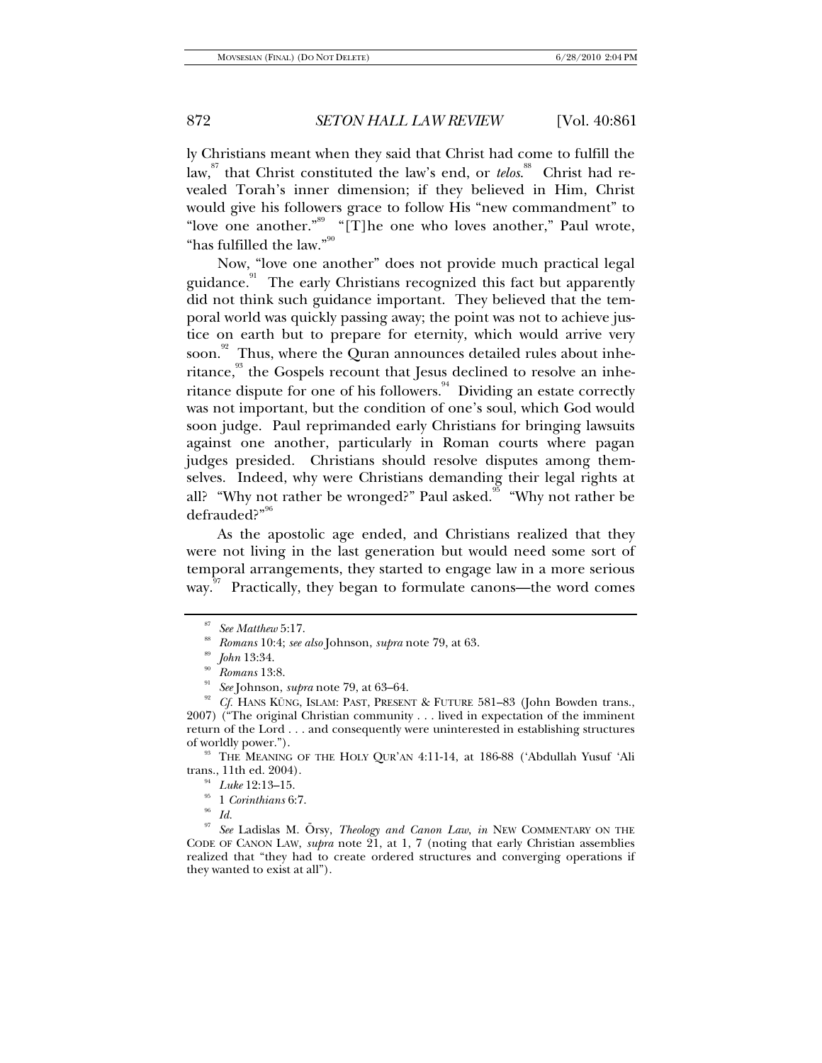ly Christians meant when they said that Christ had come to fulfill the law,[87] that Christ constituted the law's end, or *telos*.[88] Christ had revealed Torah's inner dimension; if they believed in Him, Christ would give his followers grace to follow His "new commandment" to "love one another."[89] "[T]he one who loves another," Paul wrote, "has fulfilled the law."[90]

Now, "love one another" does not provide much practical legal guidance.[91] The early Christians recognized this fact but apparently did not think such guidance important. They believed that the temporal world was quickly passing away; the point was not to achieve justice on earth but to prepare for eternity, which would arrive very soon.[92] Thus, where the Quran announces detailed rules about inheritance,[93] the Gospels recount that Jesus declined to resolve an inheritance dispute for one of his followers.[94] Dividing an estate correctly was not important, but the condition of one's soul, which God would soon judge. Paul reprimanded early Christians for bringing lawsuits against one another, particularly in Roman courts where pagan judges presided. Christians should resolve disputes among themselves. Indeed, why were Christians demanding their legal rights at all? "Why not rather be wronged?" Paul asked.[95] "Why not rather be defrauded?"[96]

As the apostolic age ended, and Christians realized that they were not living in the last generation but would need some sort of temporal arrangements, they started to engage law in a more serious way.[97] Practically, they began to formulate canons—the word comes

---

[87] *See Matthew* 5:17.

[88] *Romans* 10:4; *see also* Johnson, *supra* note 79, at 63.

[89] *John* 13:34.

[90] *Romans* 13:8.

[91] *See* Johnson, *supra* note 79, at 63–64.

[92] *Cf.* HANS KÜNG, ISLAM: PAST, PRESENT & FUTURE 581–83 (John Bowden trans., 2007) ("The original Christian community . . . lived in expectation of the imminent return of the Lord . . . and consequently were uninterested in establishing structures of worldly power.").

[93] THE MEANING OF THE HOLY QUR'AN 4:11-14, at 186-88 ('Abdullah Yusuf 'Ali trans., 11th ed. 2004).

[94] *Luke* 12:13–15.

[95] 1 *Corinthians* 6:7.

[96] *Id.*

[97] *See* Ladislas M. Örsy, *Theology and Canon Law*, *in* NEW COMMENTARY ON THE CODE OF CANON LAW, *supra* note 21, at 1, 7 (noting that early Christian assemblies realized that "they had to create ordered structures and converging operations if they wanted to exist at all").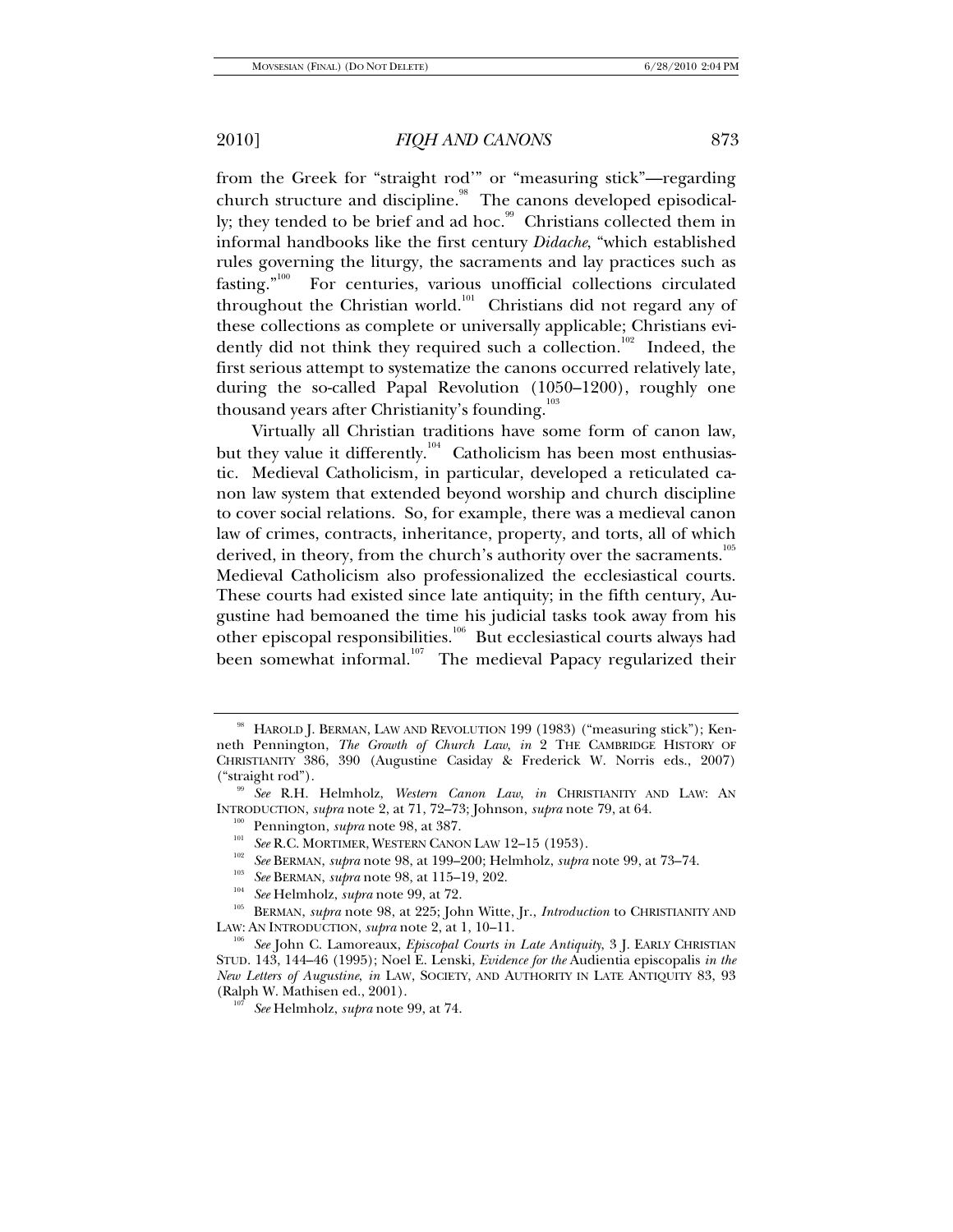from the Greek for "straight rod'" or "measuring stick"—regarding church structure and discipline.[98] The canons developed episodically; they tended to be brief and ad hoc.[99] Christians collected them in informal handbooks like the first century *Didache*, "which established rules governing the liturgy, the sacraments and lay practices such as fasting."[100] For centuries, various unofficial collections circulated throughout the Christian world.[101] Christians did not regard any of these collections as complete or universally applicable; Christians evidently did not think they required such a collection.[102] Indeed, the first serious attempt to systematize the canons occurred relatively late, during the so-called Papal Revolution (1050–1200), roughly one thousand years after Christianity's founding.[103]

Virtually all Christian traditions have some form of canon law, but they value it differently.[104] Catholicism has been most enthusiastic. Medieval Catholicism, in particular, developed a reticulated canon law system that extended beyond worship and church discipline to cover social relations. So, for example, there was a medieval canon law of crimes, contracts, inheritance, property, and torts, all of which derived, in theory, from the church's authority over the sacraments.[105] Medieval Catholicism also professionalized the ecclesiastical courts. These courts had existed since late antiquity; in the fifth century, Augustine had bemoaned the time his judicial tasks took away from his other episcopal responsibilities.[106] But ecclesiastical courts always had been somewhat informal.[107] The medieval Papacy regularized their

---

[98] HAROLD J. BERMAN, LAW AND REVOLUTION 199 (1983) ("measuring stick"); Kenneth Pennington, *The Growth of Church Law*, *in* 2 THE CAMBRIDGE HISTORY OF CHRISTIANITY 386, 390 (Augustine Casiday & Frederick W. Norris eds., 2007) ("straight rod").

[99] *See* R.H. Helmholz, *Western Canon Law*, *in* CHRISTIANITY AND LAW: AN INTRODUCTION, *supra* note 2, at 71, 72–73; Johnson, *supra* note 79, at 64.

[100] Pennington, *supra* note 98, at 387.

[101] *See* R.C. MORTIMER, WESTERN CANON LAW 12–15 (1953).

[102] *See* BERMAN, *supra* note 98, at 199–200; Helmholz, *supra* note 99, at 73–74.

[103] *See* BERMAN, *supra* note 98, at 115–19, 202.

[104] *See* Helmholz, *supra* note 99, at 72.

[105] BERMAN, *supra* note 98, at 225; John Witte, Jr., *Introduction* to CHRISTIANITY AND LAW: AN INTRODUCTION, *supra* note 2, at 1, 10–11.

[106] *See* John C. Lamoreaux, *Episcopal Courts in Late Antiquity*, 3 J. EARLY CHRISTIAN STUD. 143, 144–46 (1995); Noel E. Lenski, *Evidence for the* Audientia episcopalis *in the New Letters of Augustine*, *in* LAW, SOCIETY, AND AUTHORITY IN LATE ANTIQUITY 83, 93 (Ralph W. Mathisen ed., 2001).

[107] *See* Helmholz, *supra* note 99, at 74.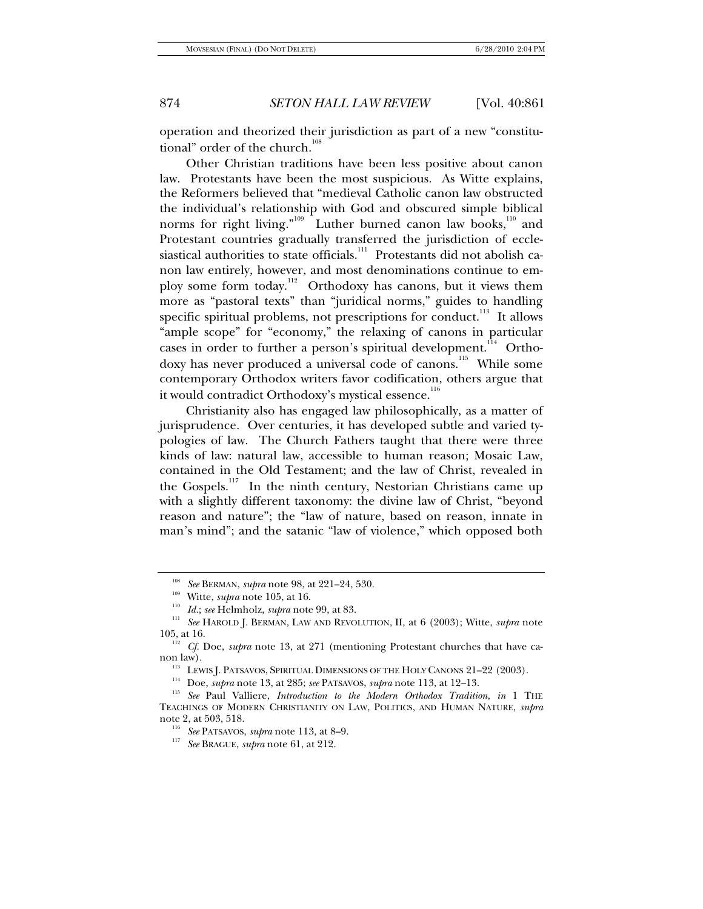operation and theorized their jurisdiction as part of a new "constitutional" order of the church.[108]

Other Christian traditions have been less positive about canon law. Protestants have been the most suspicious. As Witte explains, the Reformers believed that "medieval Catholic canon law obstructed the individual's relationship with God and obscured simple biblical norms for right living."[109] Luther burned canon law books,[110] and Protestant countries gradually transferred the jurisdiction of ecclesiastical authorities to state officials.[111] Protestants did not abolish canon law entirely, however, and most denominations continue to employ some form today.[112] Orthodoxy has canons, but it views them more as "pastoral texts" than "juridical norms," guides to handling specific spiritual problems, not prescriptions for conduct.[113] It allows "ample scope" for "economy," the relaxing of canons in particular cases in order to further a person's spiritual development.[114] Orthodoxy has never produced a universal code of canons.[115] While some contemporary Orthodox writers favor codification, others argue that it would contradict Orthodoxy's mystical essence.[116]

Christianity also has engaged law philosophically, as a matter of jurisprudence. Over centuries, it has developed subtle and varied typologies of law. The Church Fathers taught that there were three kinds of law: natural law, accessible to human reason; Mosaic Law, contained in the Old Testament; and the law of Christ, revealed in the Gospels.[117] In the ninth century, Nestorian Christians came up with a slightly different taxonomy: the divine law of Christ, "beyond reason and nature"; the "law of nature, based on reason, innate in man's mind"; and the satanic "law of violence," which opposed both

---

[108] *See* BERMAN, *supra* note 98, at 221–24, 530.

[109] Witte, *supra* note 105, at 16.

[110] *Id.*; *see* Helmholz, *supra* note 99, at 83.

[111] *See* HAROLD J. BERMAN, LAW AND REVOLUTION, II, at 6 (2003); Witte, *supra* note 105, at 16.

[112] *Cf.* Doe, *supra* note 13, at 271 (mentioning Protestant churches that have canon law).

[113] LEWIS J. PATSAVOS, SPIRITUAL DIMENSIONS OF THE HOLY CANONS 21–22 (2003).

[114] Doe, *supra* note 13, at 285; *see* PATSAVOS, *supra* note 113, at 12–13.

[115] *See* Paul Valliere, *Introduction to the Modern Orthodox Tradition*, *in* 1 THE TEACHINGS OF MODERN CHRISTIANITY ON LAW, POLITICS, AND HUMAN NATURE, *supra* note 2, at 503, 518.

[116] *See* PATSAVOS, *supra* note 113, at 8–9.

[117] *See* BRAGUE, *supra* note 61, at 212.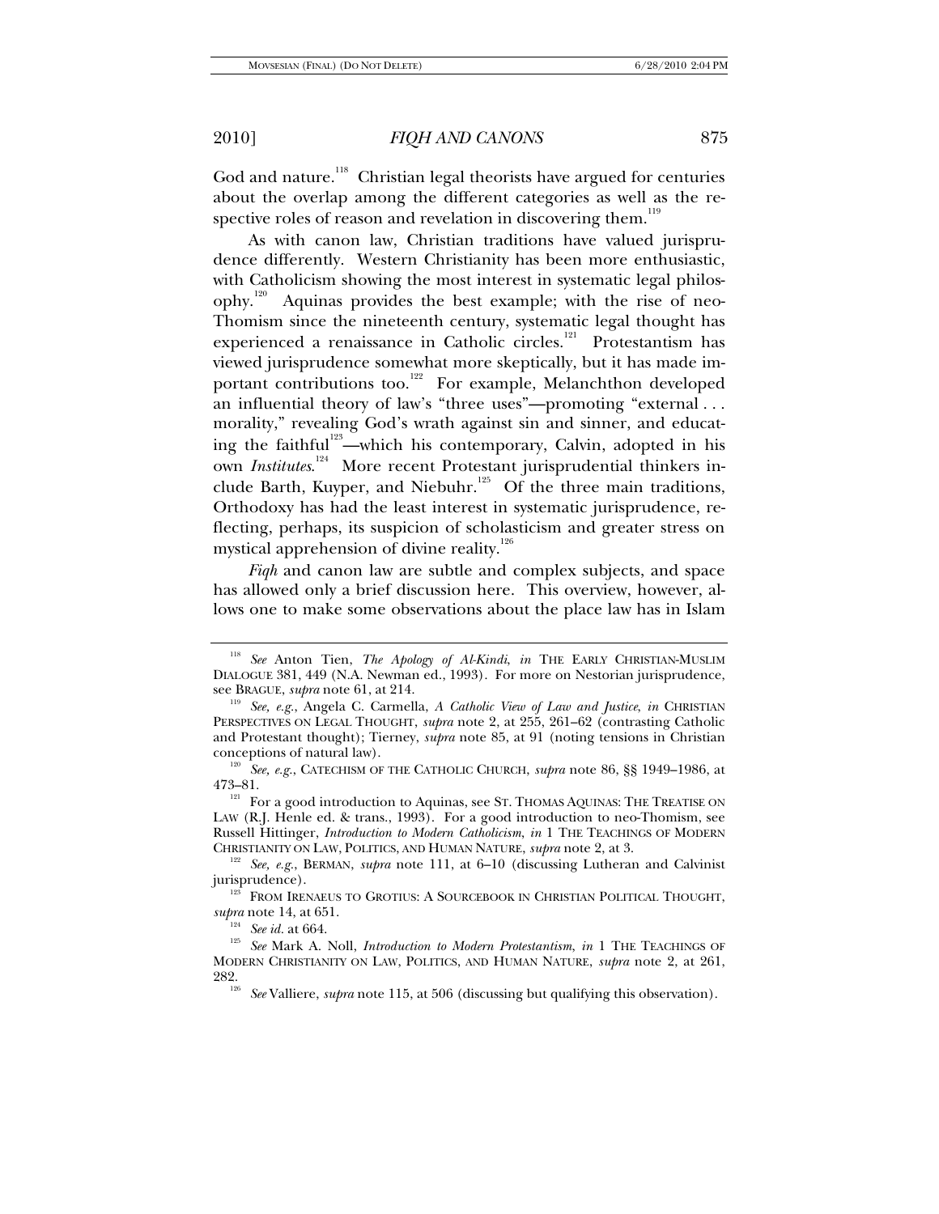God and nature.[118] Christian legal theorists have argued for centuries about the overlap among the different categories as well as the respective roles of reason and revelation in discovering them.[119]

As with canon law, Christian traditions have valued jurisprudence differently. Western Christianity has been more enthusiastic, with Catholicism showing the most interest in systematic legal philosophy.[120] Aquinas provides the best example; with the rise of neo-Thomism since the nineteenth century, systematic legal thought has experienced a renaissance in Catholic circles.[121] Protestantism has viewed jurisprudence somewhat more skeptically, but it has made important contributions too.[122] For example, Melanchthon developed an influential theory of law's "three uses"—promoting "external . . . morality," revealing God's wrath against sin and sinner, and educating the faithful[123]—which his contemporary, Calvin, adopted in his own *Institutes*.[124] More recent Protestant jurisprudential thinkers include Barth, Kuyper, and Niebuhr.[125] Of the three main traditions, Orthodoxy has had the least interest in systematic jurisprudence, reflecting, perhaps, its suspicion of scholasticism and greater stress on mystical apprehension of divine reality.[126]

*Fiqh* and canon law are subtle and complex subjects, and space has allowed only a brief discussion here. This overview, however, allows one to make some observations about the place law has in Islam

---

[118] *See* Anton Tien, *The Apology of Al-Kindi*, *in* THE EARLY CHRISTIAN-MUSLIM DIALOGUE 381, 449 (N.A. Newman ed., 1993). For more on Nestorian jurisprudence, see BRAGUE, *supra* note 61, at 214.

[119] *See, e.g.*, Angela C. Carmella, *A Catholic View of Law and Justice*, *in* CHRISTIAN PERSPECTIVES ON LEGAL THOUGHT, *supra* note 2, at 255, 261–62 (contrasting Catholic and Protestant thought); Tierney, *supra* note 85, at 91 (noting tensions in Christian conceptions of natural law).

[120] *See, e.g.*, CATECHISM OF THE CATHOLIC CHURCH, *supra* note 86, §§ 1949–1986, at 473–81.

[121] For a good introduction to Aquinas, see ST. THOMAS AQUINAS: THE TREATISE ON LAW (R.J. Henle ed. & trans., 1993). For a good introduction to neo-Thomism, see Russell Hittinger, *Introduction to Modern Catholicism*, *in* 1 THE TEACHINGS OF MODERN CHRISTIANITY ON LAW, POLITICS, AND HUMAN NATURE, *supra* note 2, at 3.

[122] *See, e.g.*, BERMAN, *supra* note 111, at 6–10 (discussing Lutheran and Calvinist jurisprudence).

[123] FROM IRENAEUS TO GROTIUS: A SOURCEBOOK IN CHRISTIAN POLITICAL THOUGHT, *supra* note 14, at 651.

[124] *See id.* at 664.

[125] *See* Mark A. Noll, *Introduction to Modern Protestantism*, *in* 1 THE TEACHINGS OF MODERN CHRISTIANITY ON LAW, POLITICS, AND HUMAN NATURE, *supra* note 2, at 261, 282.

[126] *See* Valliere, *supra* note 115, at 506 (discussing but qualifying this observation).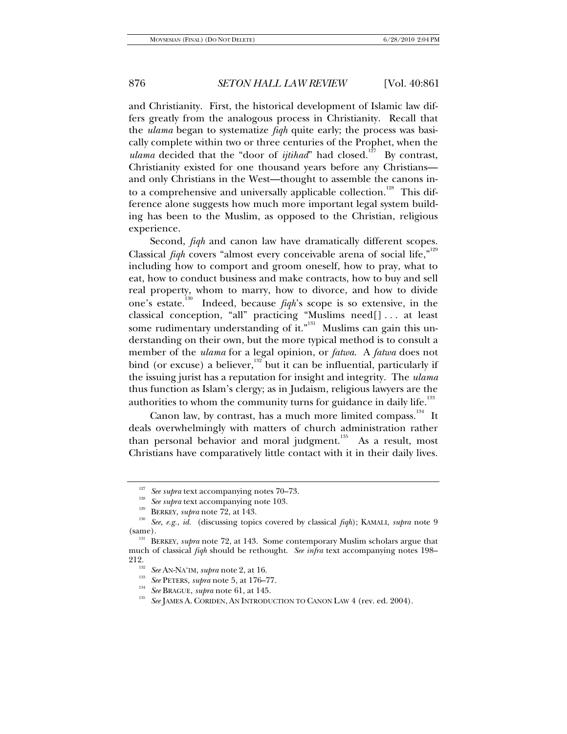and Christianity. First, the historical development of Islamic law differs greatly from the analogous process in Christianity. Recall that the *ulama* began to systematize *fiqh* quite early; the process was basically complete within two or three centuries of the Prophet, when the *ulama* decided that the "door of *ijtihad*" had closed.[127] By contrast, Christianity existed for one thousand years before any Christians—and only Christians in the West—thought to assemble the canons into a comprehensive and universally applicable collection.[128] This difference alone suggests how much more important legal system building has been to the Muslim, as opposed to the Christian, religious experience.

Second, *fiqh* and canon law have dramatically different scopes. Classical *fiqh* covers "almost every conceivable arena of social life,"[129] including how to comport and groom oneself, how to pray, what to eat, how to conduct business and make contracts, how to buy and sell real property, whom to marry, how to divorce, and how to divide one's estate.[130] Indeed, because *fiqh*'s scope is so extensive, in the classical conception, "all" practicing "Muslims need[] . . . at least some rudimentary understanding of it."[131] Muslims can gain this understanding on their own, but the more typical method is to consult a member of the *ulama* for a legal opinion, or *fatwa*. A *fatwa* does not bind (or excuse) a believer,[132] but it can be influential, particularly if the issuing jurist has a reputation for insight and integrity. The *ulama* thus function as Islam's clergy; as in Judaism, religious lawyers are the authorities to whom the community turns for guidance in daily life.[133]

Canon law, by contrast, has a much more limited compass.[134] It deals overwhelmingly with matters of church administration rather than personal behavior and moral judgment.[135] As a result, most Christians have comparatively little contact with it in their daily lives.

---

[127] *See supra* text accompanying notes 70–73.

[128] *See supra* text accompanying note 103.

[129] BERKEY, *supra* note 72, at 143.

[130] *See, e.g.*, *id.* (discussing topics covered by classical *fiqh*); KAMALI, *supra* note 9 (same).

[131] BERKEY, *supra* note 72, at 143. Some contemporary Muslim scholars argue that much of classical *fiqh* should be rethought. *See infra* text accompanying notes 198–212.

[132] *See* AN-NA'IM, *supra* note 2, at 16.

[133] *See* PETERS, *supra* note 5, at 176–77.

[134] *See* BRAGUE, *supra* note 61, at 145.

[135] *See* JAMES A. CORIDEN, AN INTRODUCTION TO CANON LAW 4 (rev. ed. 2004).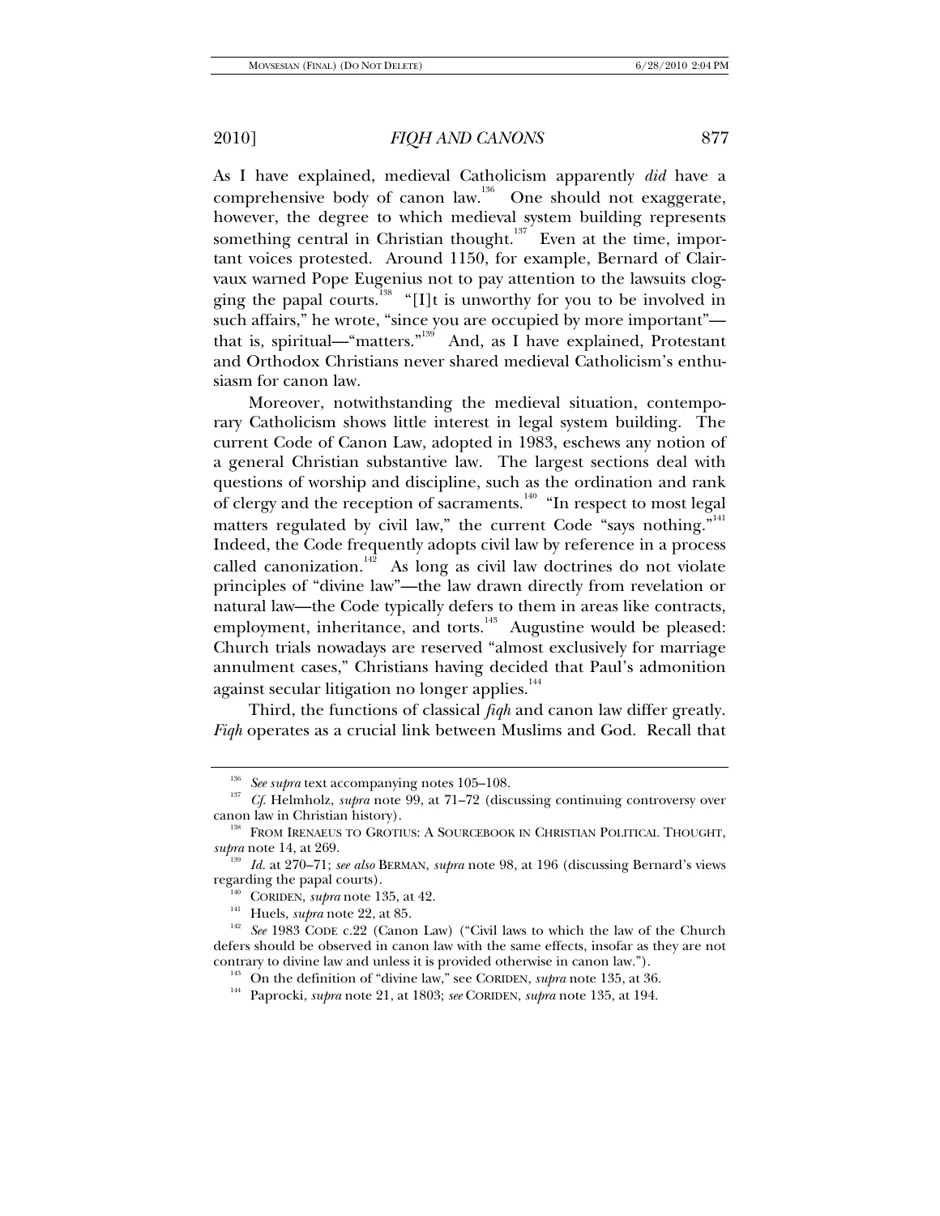As I have explained, medieval Catholicism apparently *did* have a comprehensive body of canon law.[136] One should not exaggerate, however, the degree to which medieval system building represents something central in Christian thought.[137] Even at the time, important voices protested. Around 1150, for example, Bernard of Clairvaux warned Pope Eugenius not to pay attention to the lawsuits clogging the papal courts.[138] "[I]t is unworthy for you to be involved in such affairs," he wrote, "since you are occupied by more important"—that is, spiritual—"matters."[139] And, as I have explained, Protestant and Orthodox Christians never shared medieval Catholicism's enthusiasm for canon law.

Moreover, notwithstanding the medieval situation, contemporary Catholicism shows little interest in legal system building. The current Code of Canon Law, adopted in 1983, eschews any notion of a general Christian substantive law. The largest sections deal with questions of worship and discipline, such as the ordination and rank of clergy and the reception of sacraments.[140] "In respect to most legal matters regulated by civil law," the current Code "says nothing."[141] Indeed, the Code frequently adopts civil law by reference in a process called canonization.[142] As long as civil law doctrines do not violate principles of "divine law"—the law drawn directly from revelation or natural law—the Code typically defers to them in areas like contracts, employment, inheritance, and torts.[143] Augustine would be pleased: Church trials nowadays are reserved "almost exclusively for marriage annulment cases," Christians having decided that Paul's admonition against secular litigation no longer applies.[144]

Third, the functions of classical *fiqh* and canon law differ greatly. *Fiqh* operates as a crucial link between Muslims and God. Recall that

---

[136] *See supra* text accompanying notes 105–108.

[137] *Cf.* Helmholz, *supra* note 99, at 71–72 (discussing continuing controversy over canon law in Christian history).

[138] FROM IRENAEUS TO GROTIUS: A SOURCEBOOK IN CHRISTIAN POLITICAL THOUGHT, *supra* note 14, at 269.

[139] *Id.* at 270–71; *see also* BERMAN, *supra* note 98, at 196 (discussing Bernard's views regarding the papal courts).

[140] CORIDEN, *supra* note 135, at 42.

[141] Huels, *supra* note 22, at 85.

[142] *See* 1983 CODE c.22 (Canon Law) ("Civil laws to which the law of the Church defers should be observed in canon law with the same effects, insofar as they are not contrary to divine law and unless it is provided otherwise in canon law.").

[143] On the definition of "divine law," see CORIDEN, *supra* note 135, at 36.

[144] Paprocki, *supra* note 21, at 1803; *see* CORIDEN, *supra* note 135, at 194.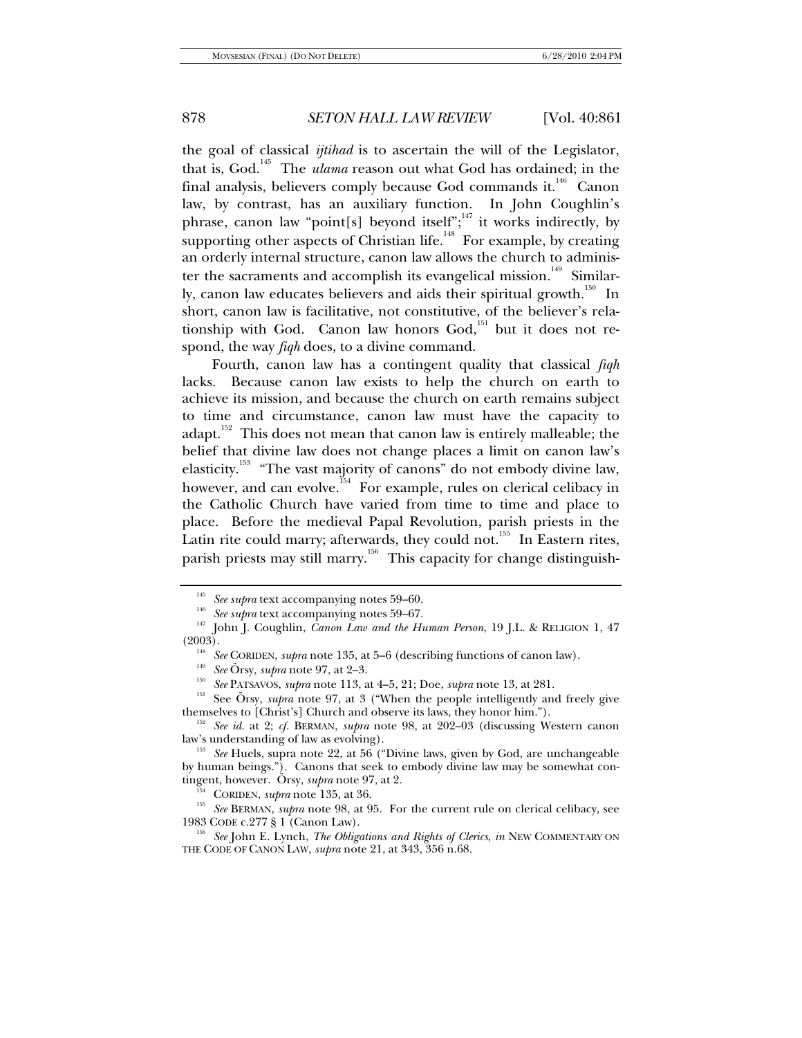the goal of classical *ijtihad* is to ascertain the will of the Legislator, that is, God.[145] The *ulama* reason out what God has ordained; in the final analysis, believers comply because God commands it.[146] Canon law, by contrast, has an auxiliary function. In John Coughlin's phrase, canon law "point[s] beyond itself";[147] it works indirectly, by supporting other aspects of Christian life.[148] For example, by creating an orderly internal structure, canon law allows the church to administer the sacraments and accomplish its evangelical mission.[149] Similarly, canon law educates believers and aids their spiritual growth.[150] In short, canon law is facilitative, not constitutive, of the believer's relationship with God. Canon law honors God,[151] but it does not respond, the way *fiqh* does, to a divine command.

Fourth, canon law has a contingent quality that classical *fiqh* lacks. Because canon law exists to help the church on earth to achieve its mission, and because the church on earth remains subject to time and circumstance, canon law must have the capacity to adapt.[152] This does not mean that canon law is entirely malleable; the belief that divine law does not change places a limit on canon law's elasticity.[153] "The vast majority of canons" do not embody divine law, however, and can evolve.[154] For example, rules on clerical celibacy in the Catholic Church have varied from time to time and place to place. Before the medieval Papal Revolution, parish priests in the Latin rite could marry; afterwards, they could not.[155] In Eastern rites, parish priests may still marry.[156] This capacity for change distinguish-

---

[145] *See supra* text accompanying notes 59–60.

[146] *See supra* text accompanying notes 59–67.

[147] John J. Coughlin, *Canon Law and the Human Person*, 19 J.L. & RELIGION 1, 47 (2003).

[148] *See* CORIDEN, *supra* note 135, at 5–6 (describing functions of canon law).

[149] *See* Örsy, *supra* note 97, at 2–3.

[150] *See* PATSAVOS, *supra* note 113, at 4–5, 21; Doe, *supra* note 13, at 281.

[151] See Örsy, *supra* note 97, at 3 ("When the people intelligently and freely give themselves to [Christ's] Church and observe its laws, they honor him.").

[152] *See id.* at 2; *cf.* BERMAN, *supra* note 98, at 202–03 (discussing Western canon law's understanding of law as evolving).

[153] *See* Huels, supra note 22, at 56 ("Divine laws, given by God, are unchangeable by human beings."). Canons that seek to embody divine law may be somewhat contingent, however. Örsy, *supra* note 97, at 2.

[154] CORIDEN, *supra* note 135, at 36.

[155] *See* BERMAN, *supra* note 98, at 95. For the current rule on clerical celibacy, see 1983 CODE c.277 § 1 (Canon Law).

[156] *See* John E. Lynch, *The Obligations and Rights of Clerics*, *in* NEW COMMENTARY ON THE CODE OF CANON LAW, *supra* note 21, at 343, 356 n.68.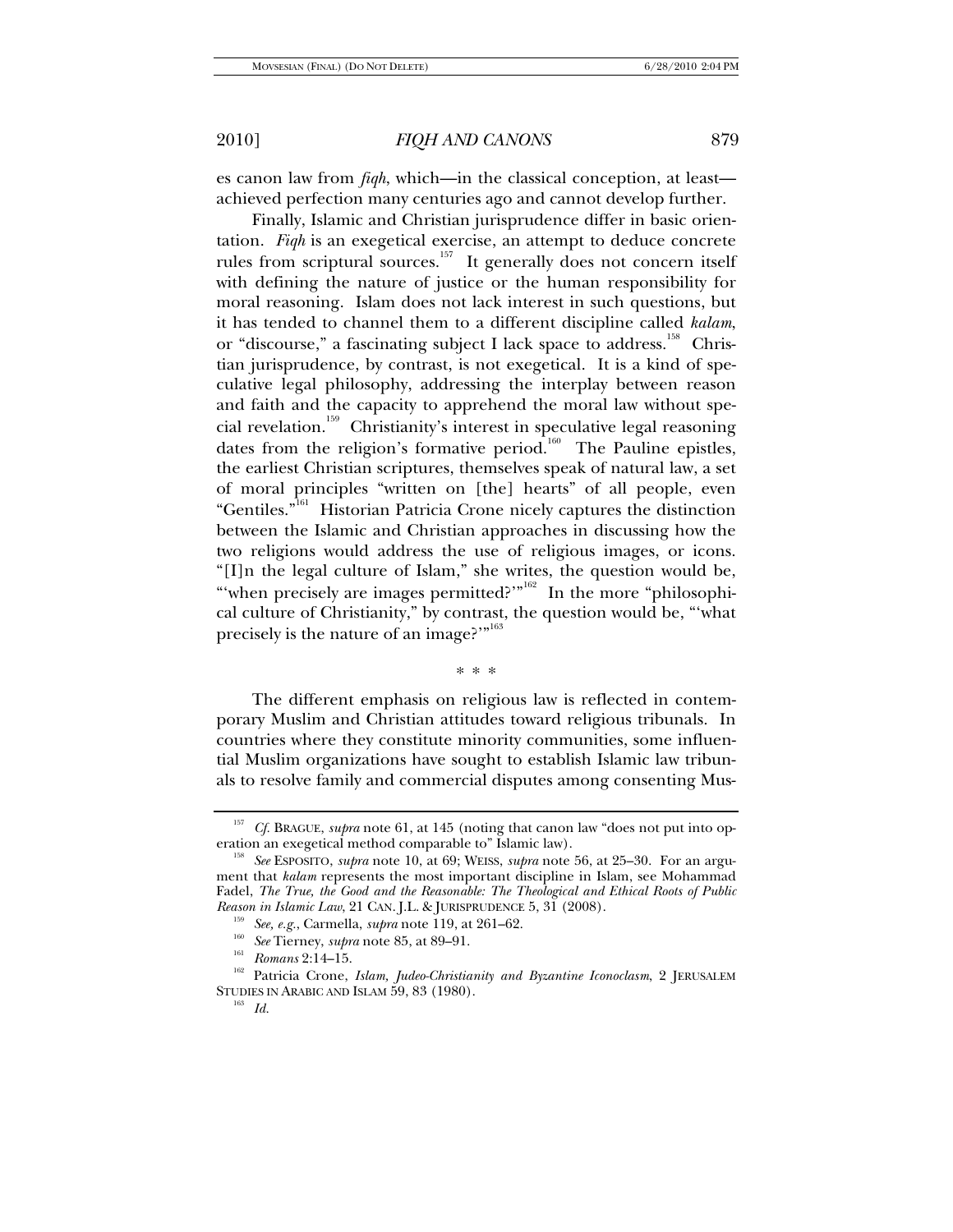es canon law from *fiqh*, which—in the classical conception, at least—achieved perfection many centuries ago and cannot develop further.

Finally, Islamic and Christian jurisprudence differ in basic orientation. *Fiqh* is an exegetical exercise, an attempt to deduce concrete rules from scriptural sources.[157] It generally does not concern itself with defining the nature of justice or the human responsibility for moral reasoning. Islam does not lack interest in such questions, but it has tended to channel them to a different discipline called *kalam*, or "discourse," a fascinating subject I lack space to address.[158] Christian jurisprudence, by contrast, is not exegetical. It is a kind of speculative legal philosophy, addressing the interplay between reason and faith and the capacity to apprehend the moral law without special revelation.[159] Christianity's interest in speculative legal reasoning dates from the religion's formative period.[160] The Pauline epistles, the earliest Christian scriptures, themselves speak of natural law, a set of moral principles "written on [the] hearts" of all people, even "Gentiles."[161] Historian Patricia Crone nicely captures the distinction between the Islamic and Christian approaches in discussing how the two religions would address the use of religious images, or icons. "[I]n the legal culture of Islam," she writes, the question would be, "'when precisely are images permitted?'"[162] In the more "philosophical culture of Christianity," by contrast, the question would be, "'what precisely is the nature of an image?'"[163]

\* \* \*

The different emphasis on religious law is reflected in contemporary Muslim and Christian attitudes toward religious tribunals. In countries where they constitute minority communities, some influential Muslim organizations have sought to establish Islamic law tribunals to resolve family and commercial disputes among consenting Mus-

---

[157] *Cf.* BRAGUE, *supra* note 61, at 145 (noting that canon law "does not put into operation an exegetical method comparable to" Islamic law).

[158] *See* ESPOSITO, *supra* note 10, at 69; WEISS, *supra* note 56, at 25–30. For an argument that *kalam* represents the most important discipline in Islam, see Mohammad Fadel, *The True, the Good and the Reasonable: The Theological and Ethical Roots of Public Reason in Islamic Law*, 21 CAN. J.L. & JURISPRUDENCE 5, 31 (2008).

[159] *See, e.g.*, Carmella, *supra* note 119, at 261–62.

[160] *See* Tierney, *supra* note 85, at 89–91.

[161] *Romans* 2:14–15.

[162] Patricia Crone, *Islam, Judeo-Christianity and Byzantine Iconoclasm*, 2 JERUSALEM STUDIES IN ARABIC AND ISLAM 59, 83 (1980).

[163] *Id.*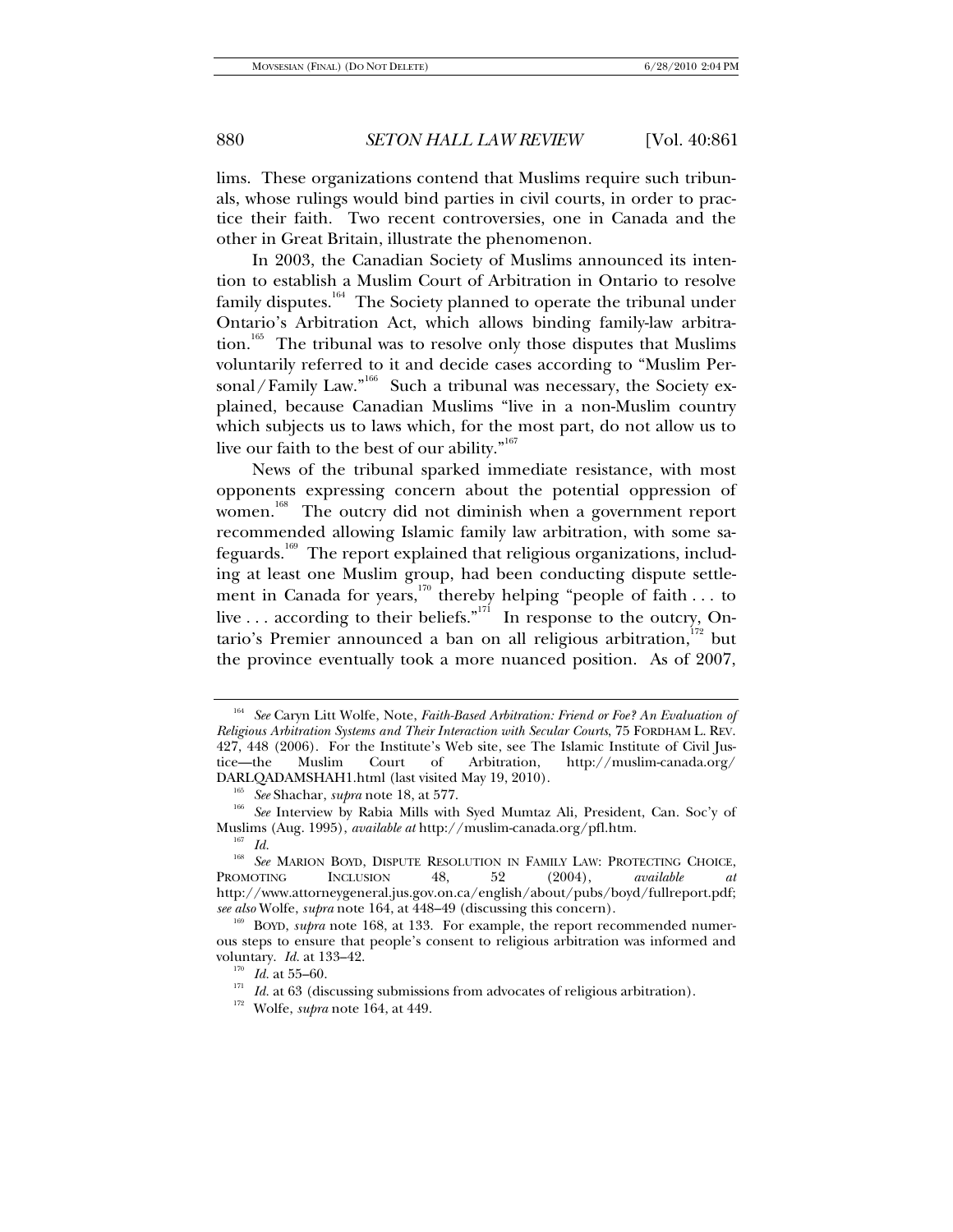lims. These organizations contend that Muslims require such tribunals, whose rulings would bind parties in civil courts, in order to practice their faith. Two recent controversies, one in Canada and the other in Great Britain, illustrate the phenomenon.

In 2003, the Canadian Society of Muslims announced its intention to establish a Muslim Court of Arbitration in Ontario to resolve family disputes.[164] The Society planned to operate the tribunal under Ontario's Arbitration Act, which allows binding family-law arbitration.[165] The tribunal was to resolve only those disputes that Muslims voluntarily referred to it and decide cases according to "Muslim Personal/Family Law."[166] Such a tribunal was necessary, the Society explained, because Canadian Muslims "live in a non-Muslim country which subjects us to laws which, for the most part, do not allow us to live our faith to the best of our ability."[167]

News of the tribunal sparked immediate resistance, with most opponents expressing concern about the potential oppression of women.[168] The outcry did not diminish when a government report recommended allowing Islamic family law arbitration, with some safeguards.[169] The report explained that religious organizations, including at least one Muslim group, had been conducting dispute settlement in Canada for years,[170] thereby helping "people of faith . . . to live . . . according to their beliefs."[171] In response to the outcry, Ontario's Premier announced a ban on all religious arbitration,[172] but the province eventually took a more nuanced position. As of 2007,

---

[164] *See* Caryn Litt Wolfe, Note, *Faith-Based Arbitration: Friend or Foe? An Evaluation of Religious Arbitration Systems and Their Interaction with Secular Courts*, 75 FORDHAM L. REV. 427, 448 (2006). For the Institute's Web site, see The Islamic Institute of Civil Justice—the Muslim Court of Arbitration, http://muslim-canada.org/DARLQADAMSHAH1.html (last visited May 19, 2010).

[165] *See* Shachar, *supra* note 18, at 577.

[166] *See* Interview by Rabia Mills with Syed Mumtaz Ali, President, Can. Soc'y of Muslims (Aug. 1995), *available at* http://muslim-canada.org/pfl.htm.

[167] *Id.*

[168] *See* MARION BOYD, DISPUTE RESOLUTION IN FAMILY LAW: PROTECTING CHOICE, PROMOTING INCLUSION 48, 52 (2004), *available at* http://www.attorneygeneral.jus.gov.on.ca/english/about/pubs/boyd/fullreport.pdf; *see also* Wolfe, *supra* note 164, at 448–49 (discussing this concern).

[169] BOYD, *supra* note 168, at 133. For example, the report recommended numerous steps to ensure that people's consent to religious arbitration was informed and voluntary. *Id.* at 133–42.

[170] *Id.* at 55–60.

[171] *Id.* at 63 (discussing submissions from advocates of religious arbitration).

[172] Wolfe, *supra* note 164, at 449.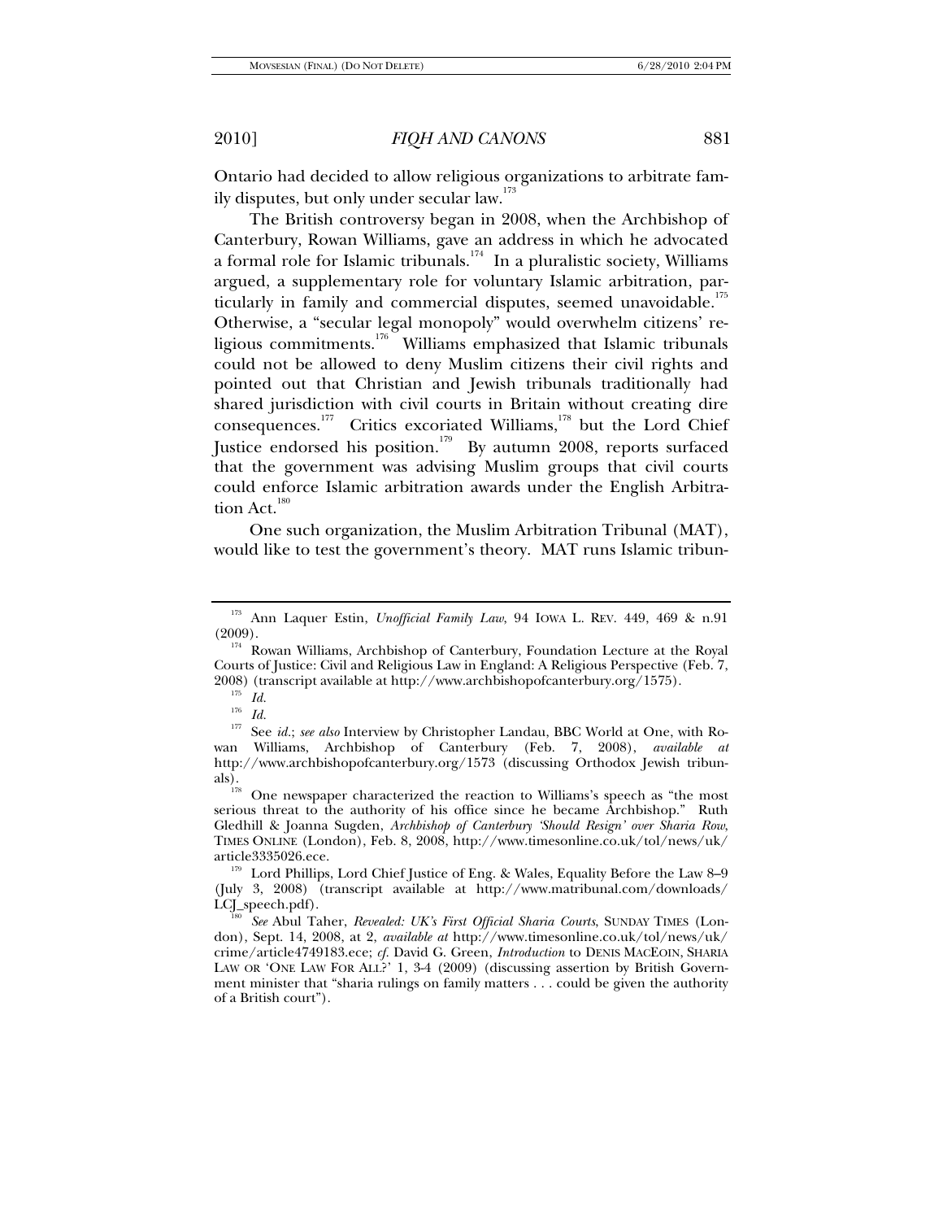Ontario had decided to allow religious organizations to arbitrate family disputes, but only under secular law.[173]

The British controversy began in 2008, when the Archbishop of Canterbury, Rowan Williams, gave an address in which he advocated a formal role for Islamic tribunals.[174] In a pluralistic society, Williams argued, a supplementary role for voluntary Islamic arbitration, particularly in family and commercial disputes, seemed unavoidable.[175] Otherwise, a "secular legal monopoly" would overwhelm citizens' religious commitments.[176] Williams emphasized that Islamic tribunals could not be allowed to deny Muslim citizens their civil rights and pointed out that Christian and Jewish tribunals traditionally had shared jurisdiction with civil courts in Britain without creating dire consequences.[177] Critics excoriated Williams,[178] but the Lord Chief Justice endorsed his position.[179] By autumn 2008, reports surfaced that the government was advising Muslim groups that civil courts could enforce Islamic arbitration awards under the English Arbitration Act.[180]

One such organization, the Muslim Arbitration Tribunal (MAT), would like to test the government's theory. MAT runs Islamic tribun-

---

[173] Ann Laquer Estin, *Unofficial Family Law*, 94 IOWA L. REV. 449, 469 & n.91 (2009).

[174] Rowan Williams, Archbishop of Canterbury, Foundation Lecture at the Royal Courts of Justice: Civil and Religious Law in England: A Religious Perspective (Feb. 7, 2008) (transcript available at http://www.archbishopofcanterbury.org/1575).

[175] *Id.*

[176] *Id.*

[177] See *id.*; *see also* Interview by Christopher Landau, BBC World at One, with Rowan Williams, Archbishop of Canterbury (Feb. 7, 2008), *available at* http://www.archbishopofcanterbury.org/1573 (discussing Orthodox Jewish tribunals).

[178] One newspaper characterized the reaction to Williams's speech as "the most serious threat to the authority of his office since he became Archbishop." Ruth Gledhill & Joanna Sugden, *Archbishop of Canterbury 'Should Resign' over Sharia Row*, TIMES ONLINE (London), Feb. 8, 2008, http://www.timesonline.co.uk/tol/news/uk/article3335026.ece.

[179] Lord Phillips, Lord Chief Justice of Eng. & Wales, Equality Before the Law 8–9 (July 3, 2008) (transcript available at http://www.matribunal.com/downloads/LCJ_speech.pdf).

[180] *See* Abul Taher, *Revealed: UK's First Official Sharia Courts*, SUNDAY TIMES (London), Sept. 14, 2008, at 2, *available at* http://www.timesonline.co.uk/tol/news/uk/crime/article4749183.ece; *cf.* David G. Green, *Introduction* to DENIS MACEOIN, SHARIA LAW OR 'ONE LAW FOR ALL?' 1, 3-4 (2009) (discussing assertion by British Government minister that "sharia rulings on family matters . . . could be given the authority of a British court").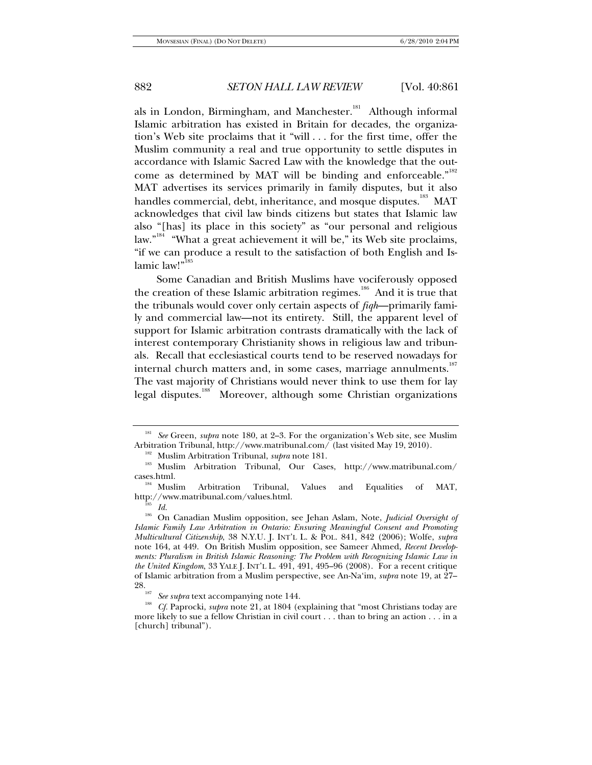als in London, Birmingham, and Manchester.[181] Although informal Islamic arbitration has existed in Britain for decades, the organization's Web site proclaims that it "will . . . for the first time, offer the Muslim community a real and true opportunity to settle disputes in accordance with Islamic Sacred Law with the knowledge that the outcome as determined by MAT will be binding and enforceable."[182] MAT advertises its services primarily in family disputes, but it also handles commercial, debt, inheritance, and mosque disputes.[183] MAT acknowledges that civil law binds citizens but states that Islamic law also "[has] its place in this society" as "our personal and religious law."[184] "What a great achievement it will be," its Web site proclaims, "if we can produce a result to the satisfaction of both English and Islamic law!"[185]

Some Canadian and British Muslims have vociferously opposed the creation of these Islamic arbitration regimes.[186] And it is true that the tribunals would cover only certain aspects of *fiqh*—primarily family and commercial law—not its entirety. Still, the apparent level of support for Islamic arbitration contrasts dramatically with the lack of interest contemporary Christianity shows in religious law and tribunals. Recall that ecclesiastical courts tend to be reserved nowadays for internal church matters and, in some cases, marriage annulments.[187] The vast majority of Christians would never think to use them for lay legal disputes.[188] Moreover, although some Christian organizations

---

[181] *See* Green, *supra* note 180, at 2–3. For the organization's Web site, see Muslim Arbitration Tribunal, http://www.matribunal.com/ (last visited May 19, 2010).

[182] Muslim Arbitration Tribunal, *supra* note 181.

[183] Muslim Arbitration Tribunal, Our Cases, http://www.matribunal.com/cases.html.

[184] Muslim Arbitration Tribunal, Values and Equalities of MAT, http://www.matribunal.com/values.html.

[185] *Id.*

[186] On Canadian Muslim opposition, see Jehan Aslam, Note, *Judicial Oversight of Islamic Family Law Arbitration in Ontario: Ensuring Meaningful Consent and Promoting Multicultural Citizenship*, 38 N.Y.U. J. INT'L L. & POL. 841, 842 (2006); Wolfe, *supra* note 164, at 449. On British Muslim opposition, see Sameer Ahmed, *Recent Developments: Pluralism in British Islamic Reasoning: The Problem with Recognizing Islamic Law in the United Kingdom*, 33 YALE J. INT'L L. 491, 491, 495–96 (2008). For a recent critique of Islamic arbitration from a Muslim perspective, see An-Na'im, *supra* note 19, at 27–28.

[187] *See supra* text accompanying note 144.

[188] *Cf.* Paprocki, *supra* note 21, at 1804 (explaining that "most Christians today are more likely to sue a fellow Christian in civil court . . . than to bring an action . . . in a [church] tribunal").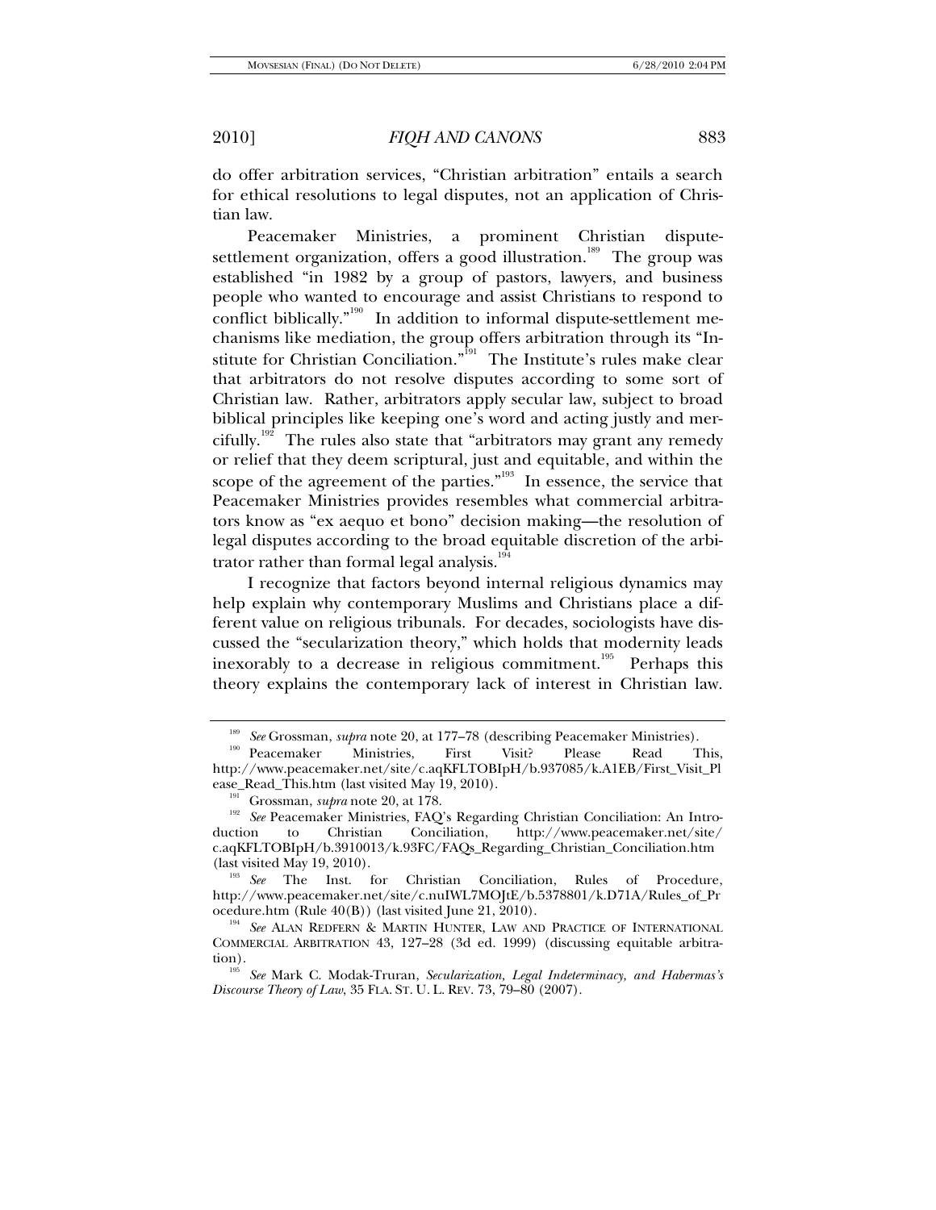do offer arbitration services, "Christian arbitration" entails a search for ethical resolutions to legal disputes, not an application of Christian law.

Peacemaker Ministries, a prominent Christian dispute-settlement organization, offers a good illustration.[189] The group was established "in 1982 by a group of pastors, lawyers, and business people who wanted to encourage and assist Christians to respond to conflict biblically."[190] In addition to informal dispute-settlement mechanisms like mediation, the group offers arbitration through its "Institute for Christian Conciliation."[191] The Institute's rules make clear that arbitrators do not resolve disputes according to some sort of Christian law. Rather, arbitrators apply secular law, subject to broad biblical principles like keeping one's word and acting justly and mercifully.[192] The rules also state that "arbitrators may grant any remedy or relief that they deem scriptural, just and equitable, and within the scope of the agreement of the parties."[193] In essence, the service that Peacemaker Ministries provides resembles what commercial arbitrators know as "ex aequo et bono" decision making—the resolution of legal disputes according to the broad equitable discretion of the arbitrator rather than formal legal analysis.[194]

I recognize that factors beyond internal religious dynamics may help explain why contemporary Muslims and Christians place a different value on religious tribunals. For decades, sociologists have discussed the "secularization theory," which holds that modernity leads inexorably to a decrease in religious commitment.[195] Perhaps this theory explains the contemporary lack of interest in Christian law.

---

[189] *See* Grossman, *supra* note 20, at 177–78 (describing Peacemaker Ministries).

[190] Peacemaker Ministries, First Visit? Please Read This, http://www.peacemaker.net/site/c.aqKFLTOBIpH/b.937085/k.A1EB/First_Visit_Please_Read_This.htm (last visited May 19, 2010).

[191] Grossman, *supra* note 20, at 178.

[192] *See* Peacemaker Ministries, FAQ's Regarding Christian Conciliation: An Introduction to Christian Conciliation, http://www.peacemaker.net/site/c.aqKFLTOBIpH/b.3910013/k.93FC/FAQs_Regarding_Christian_Conciliation.htm (last visited May 19, 2010).

[193] *See* The Inst. for Christian Conciliation, Rules of Procedure, http://www.peacemaker.net/site/c.nuIWL7MOJtE/b.5378801/k.D71A/Rules_of_Procedure.htm (Rule 40(B)) (last visited June 21, 2010).

[194] *See* ALAN REDFERN & MARTIN HUNTER, LAW AND PRACTICE OF INTERNATIONAL COMMERCIAL ARBITRATION 43, 127–28 (3d ed. 1999) (discussing equitable arbitration).

[195] *See* Mark C. Modak-Truran, *Secularization, Legal Indeterminacy, and Habermas's Discourse Theory of Law*, 35 FLA. ST. U. L. REV. 73, 79–80 (2007).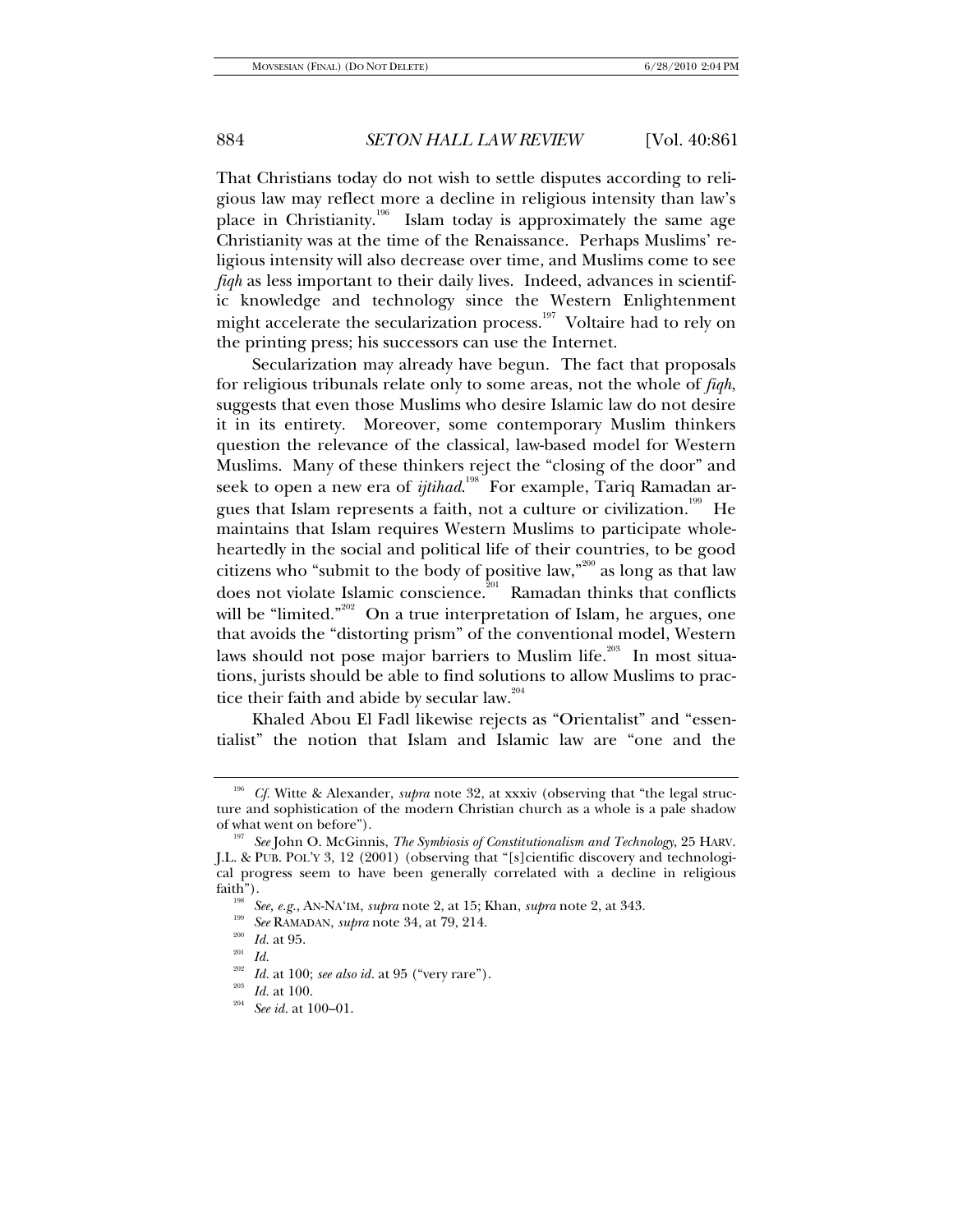That Christians today do not wish to settle disputes according to religious law may reflect more a decline in religious intensity than law's place in Christianity.[196] Islam today is approximately the same age Christianity was at the time of the Renaissance. Perhaps Muslims' religious intensity will also decrease over time, and Muslims come to see *fiqh* as less important to their daily lives. Indeed, advances in scientific knowledge and technology since the Western Enlightenment might accelerate the secularization process.[197] Voltaire had to rely on the printing press; his successors can use the Internet.

Secularization may already have begun. The fact that proposals for religious tribunals relate only to some areas, not the whole of *fiqh*, suggests that even those Muslims who desire Islamic law do not desire it in its entirety. Moreover, some contemporary Muslim thinkers question the relevance of the classical, law-based model for Western Muslims. Many of these thinkers reject the "closing of the door" and seek to open a new era of *ijtihad*.[198] For example, Tariq Ramadan argues that Islam represents a faith, not a culture or civilization.[199] He maintains that Islam requires Western Muslims to participate wholeheartedly in the social and political life of their countries, to be good citizens who "submit to the body of positive law,"[200] as long as that law does not violate Islamic conscience.[201] Ramadan thinks that conflicts will be "limited."[202] On a true interpretation of Islam, he argues, one that avoids the "distorting prism" of the conventional model, Western laws should not pose major barriers to Muslim life.[203] In most situations, jurists should be able to find solutions to allow Muslims to practice their faith and abide by secular law.[204]

Khaled Abou El Fadl likewise rejects as "Orientalist" and "essentialist" the notion that Islam and Islamic law are "one and the

---

[196] *Cf.* Witte & Alexander, *supra* note 32, at xxxiv (observing that "the legal structure and sophistication of the modern Christian church as a whole is a pale shadow of what went on before").

[197] *See* John O. McGinnis, *The Symbiosis of Constitutionalism and Technology*, 25 HARV. J.L. & PUB. POL'Y 3, 12 (2001) (observing that "[s]cientific discovery and technological progress seem to have been generally correlated with a decline in religious faith").

[198] *See, e.g.*, AN-NA'IM, *supra* note 2, at 15; Khan, *supra* note 2, at 343.

[199] *See* RAMADAN, *supra* note 34, at 79, 214.

[200] *Id.* at 95.

[201] *Id.*

[202] *Id.* at 100; *see also id.* at 95 ("very rare").

[203] *Id.* at 100.

[204] *See id.* at 100–01.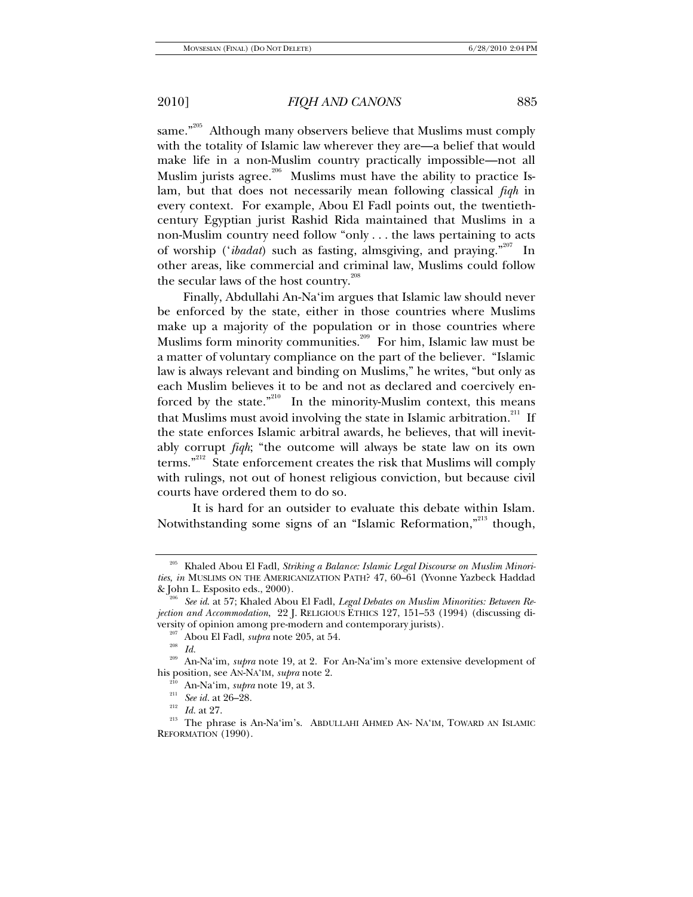same."[205] Although many observers believe that Muslims must comply with the totality of Islamic law wherever they are—a belief that would make life in a non-Muslim country practically impossible—not all Muslim jurists agree.[206] Muslims must have the ability to practice Islam, but that does not necessarily mean following classical *fiqh* in every context. For example, Abou El Fadl points out, the twentieth-century Egyptian jurist Rashid Rida maintained that Muslims in a non-Muslim country need follow "only . . . the laws pertaining to acts of worship (*'ibadat*) such as fasting, almsgiving, and praying."[207] In other areas, like commercial and criminal law, Muslims could follow the secular laws of the host country.[208]

Finally, Abdullahi An-Na'im argues that Islamic law should never be enforced by the state, either in those countries where Muslims make up a majority of the population or in those countries where Muslims form minority communities.[209] For him, Islamic law must be a matter of voluntary compliance on the part of the believer. "Islamic law is always relevant and binding on Muslims," he writes, "but only as each Muslim believes it to be and not as declared and coercively enforced by the state."[210] In the minority-Muslim context, this means that Muslims must avoid involving the state in Islamic arbitration.[211] If the state enforces Islamic arbitral awards, he believes, that will inevitably corrupt *fiqh*; "the outcome will always be state law on its own terms."[212] State enforcement creates the risk that Muslims will comply with rulings, not out of honest religious conviction, but because civil courts have ordered them to do so.

It is hard for an outsider to evaluate this debate within Islam. Notwithstanding some signs of an "Islamic Reformation,"[213] though,

---

[205] Khaled Abou El Fadl, *Striking a Balance: Islamic Legal Discourse on Muslim Minorities*, *in* MUSLIMS ON THE AMERICANIZATION PATH? 47, 60–61 (Yvonne Yazbeck Haddad & John L. Esposito eds., 2000).

[206] *See id.* at 57; Khaled Abou El Fadl, *Legal Debates on Muslim Minorities: Between Rejection and Accommodation*, 22 J. RELIGIOUS ETHICS 127, 151–53 (1994) (discussing diversity of opinion among pre-modern and contemporary jurists).

[207] Abou El Fadl, *supra* note 205, at 54.

[208] *Id.*

[209] An-Na'im, *supra* note 19, at 2. For An-Na'im's more extensive development of his position, see AN-NA'IM, *supra* note 2.

[210] An-Na'im, *supra* note 19, at 3.

[211] *See id.* at 26–28.

[212] *Id.* at 27.

[213] The phrase is An-Na'im's. ABDULLAHI AHMED AN- NA'IM, TOWARD AN ISLAMIC REFORMATION (1990).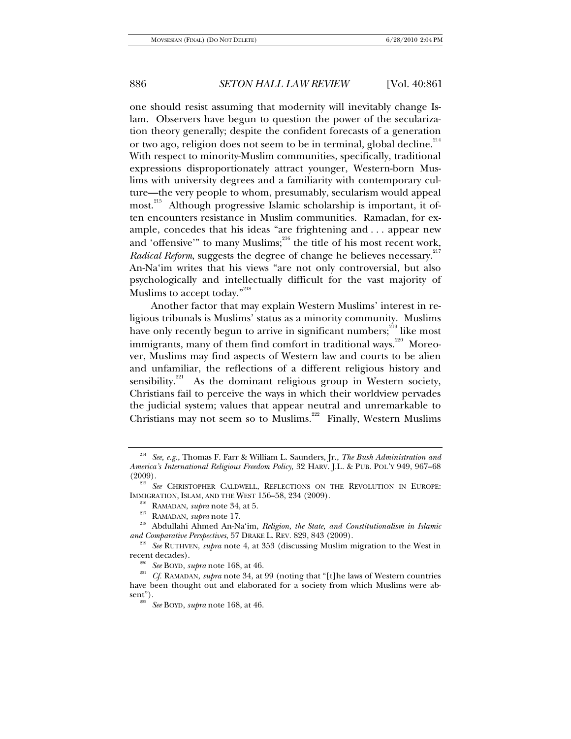one should resist assuming that modernity will inevitably change Islam. Observers have begun to question the power of the secularization theory generally; despite the confident forecasts of a generation or two ago, religion does not seem to be in terminal, global decline.[214] With respect to minority-Muslim communities, specifically, traditional expressions disproportionately attract younger, Western-born Muslims with university degrees and a familiarity with contemporary culture—the very people to whom, presumably, secularism would appeal most.[215] Although progressive Islamic scholarship is important, it often encounters resistance in Muslim communities. Ramadan, for example, concedes that his ideas "are frightening and . . . appear new and 'offensive'" to many Muslims;[216] the title of his most recent work, *Radical Reform*, suggests the degree of change he believes necessary.[217] An-Na'im writes that his views "are not only controversial, but also psychologically and intellectually difficult for the vast majority of Muslims to accept today."[218]

Another factor that may explain Western Muslims' interest in religious tribunals is Muslims' status as a minority community. Muslims have only recently begun to arrive in significant numbers;[219] like most immigrants, many of them find comfort in traditional ways.[220] Moreover, Muslims may find aspects of Western law and courts to be alien and unfamiliar, the reflections of a different religious history and sensibility.[221] As the dominant religious group in Western society, Christians fail to perceive the ways in which their worldview pervades the judicial system; values that appear neutral and unremarkable to Christians may not seem so to Muslims.[222] Finally, Western Muslims

---

[214] *See, e.g.*, Thomas F. Farr & William L. Saunders, Jr., *The Bush Administration and America's International Religious Freedom Policy*, 32 HARV. J.L. & PUB. POL'Y 949, 967–68 (2009).

[215] *See* CHRISTOPHER CALDWELL, REFLECTIONS ON THE REVOLUTION IN EUROPE: IMMIGRATION, ISLAM, AND THE WEST 156–58, 234 (2009).

[216] RAMADAN, *supra* note 34, at 5.

[217] RAMADAN, *supra* note 17.

[218] Abdullahi Ahmed An-Na'im, *Religion, the State, and Constitutionalism in Islamic and Comparative Perspectives*, 57 DRAKE L. REV. 829, 843 (2009).

[219] *See* RUTHVEN, *supra* note 4, at 353 (discussing Muslim migration to the West in recent decades).

[220] *See* BOYD, *supra* note 168, at 46.

[221] *Cf.* RAMADAN, *supra* note 34, at 99 (noting that "[t]he laws of Western countries have been thought out and elaborated for a society from which Muslims were absent").

[222] *See* BOYD, *supra* note 168, at 46.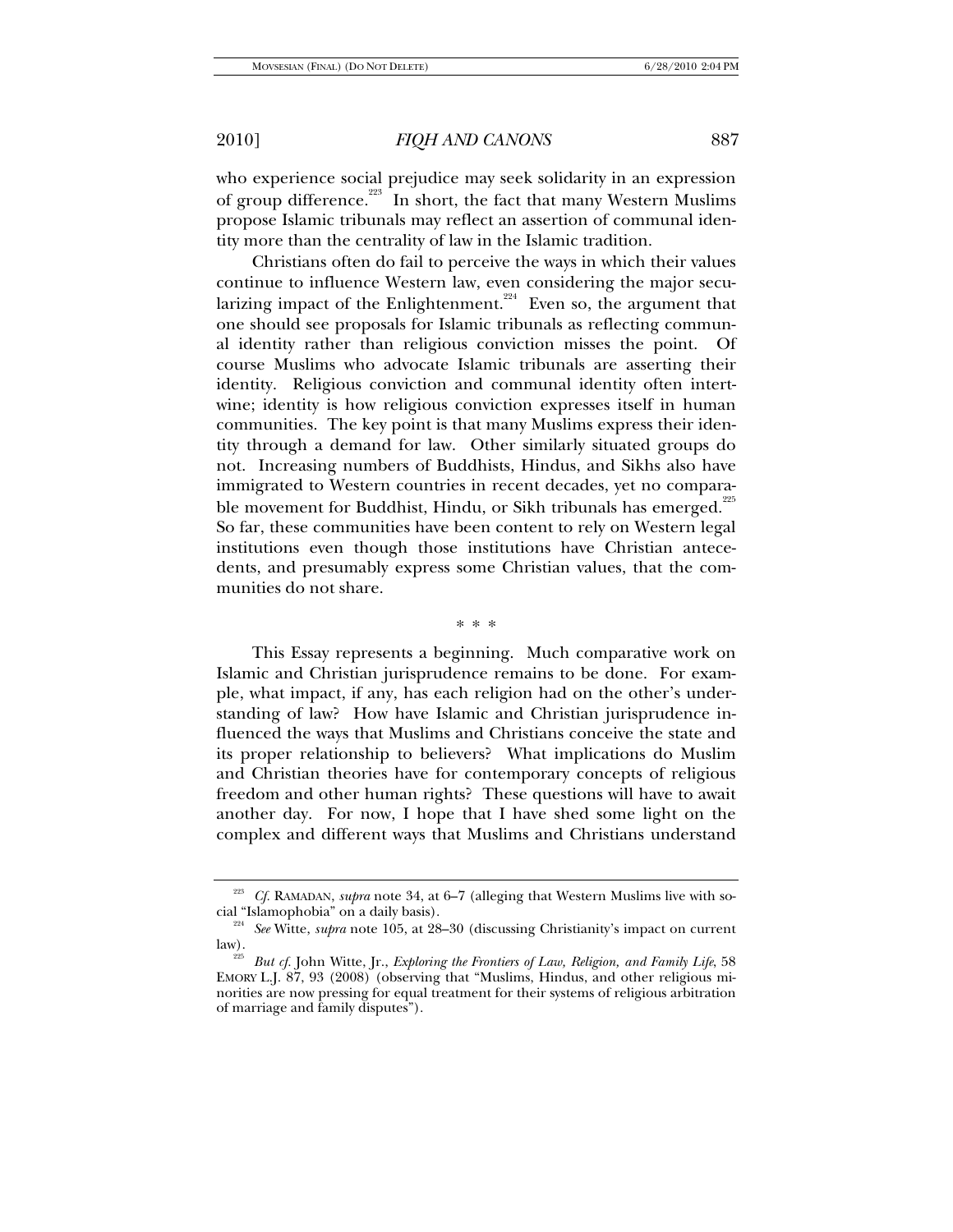who experience social prejudice may seek solidarity in an expression of group difference.[223] In short, the fact that many Western Muslims propose Islamic tribunals may reflect an assertion of communal identity more than the centrality of law in the Islamic tradition.

Christians often do fail to perceive the ways in which their values continue to influence Western law, even considering the major secularizing impact of the Enlightenment.[224] Even so, the argument that one should see proposals for Islamic tribunals as reflecting communal identity rather than religious conviction misses the point. Of course Muslims who advocate Islamic tribunals are asserting their identity. Religious conviction and communal identity often intertwine; identity is how religious conviction expresses itself in human communities. The key point is that many Muslims express their identity through a demand for law. Other similarly situated groups do not. Increasing numbers of Buddhists, Hindus, and Sikhs also have immigrated to Western countries in recent decades, yet no comparable movement for Buddhist, Hindu, or Sikh tribunals has emerged.[225] So far, these communities have been content to rely on Western legal institutions even though those institutions have Christian antecedents, and presumably express some Christian values, that the communities do not share.

\* \* \*

This Essay represents a beginning. Much comparative work on Islamic and Christian jurisprudence remains to be done. For example, what impact, if any, has each religion had on the other's understanding of law? How have Islamic and Christian jurisprudence influenced the ways that Muslims and Christians conceive the state and its proper relationship to believers? What implications do Muslim and Christian theories have for contemporary concepts of religious freedom and other human rights? These questions will have to await another day. For now, I hope that I have shed some light on the complex and different ways that Muslims and Christians understand

---

[223] *Cf.* RAMADAN, *supra* note 34, at 6–7 (alleging that Western Muslims live with social "Islamophobia" on a daily basis).

[224] *See* Witte, *supra* note 105, at 28–30 (discussing Christianity's impact on current law).

[225] *But cf.* John Witte, Jr., *Exploring the Frontiers of Law, Religion, and Family Life*, 58 EMORY L.J. 87, 93 (2008) (observing that "Muslims, Hindus, and other religious minorities are now pressing for equal treatment for their systems of religious arbitration of marriage and family disputes").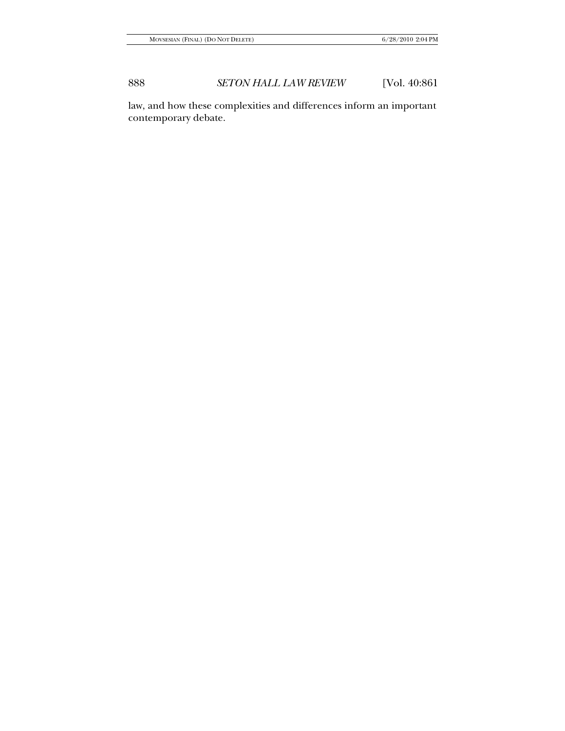law, and how these complexities and differences inform an important contemporary debate.